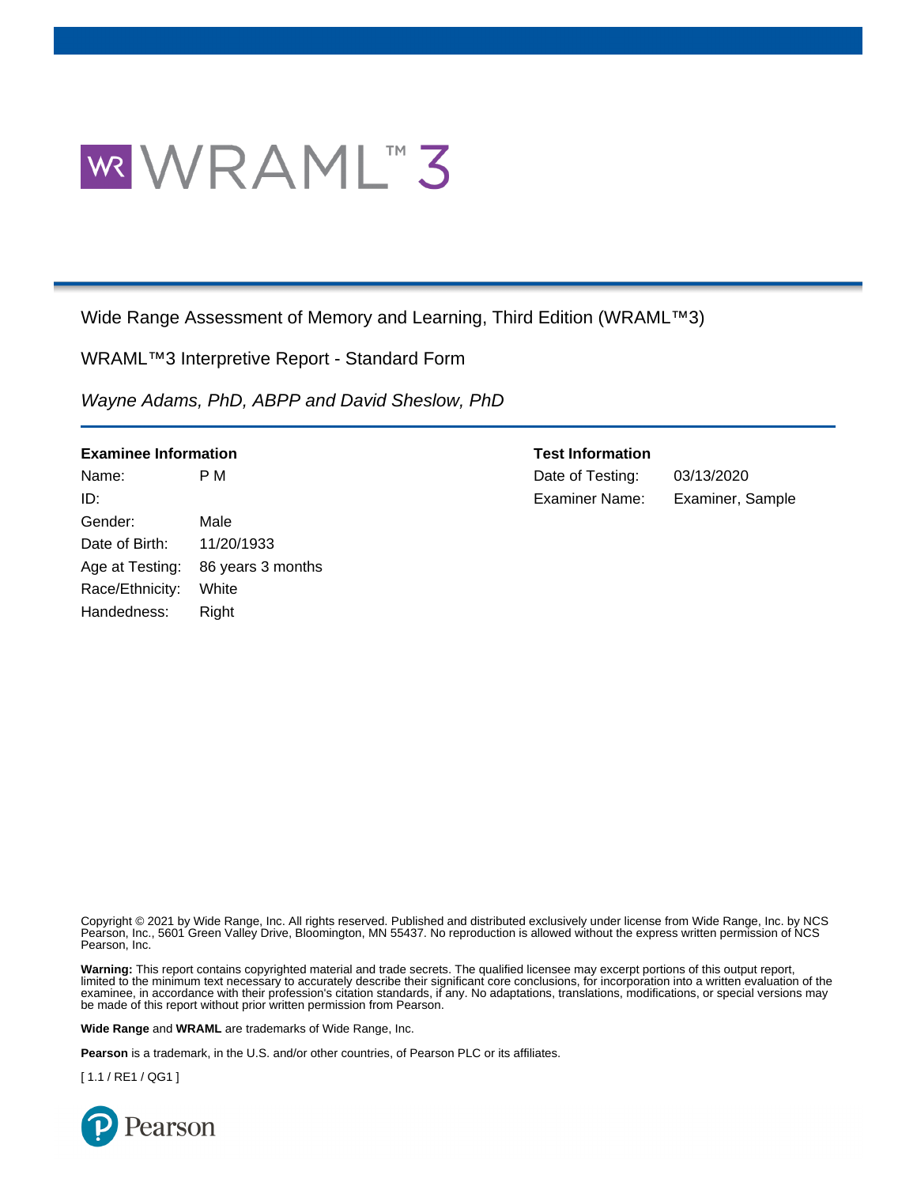# WRAML™ 3

Wide Range Assessment of Memory and Learning, Third Edition (WRAML™3)

WRAML™3 Interpretive Report - Standard Form

*Wayne Adams, PhD, ABPP and David Sheslow, PhD*

**Examinee Information**

| | |
|---|---|
| Name: | P M |
| ID: | |
| Gender: | Male |
| Date of Birth: | 11/20/1933 |
| Age at Testing: | 86 years 3 months |
| Race/Ethnicity: | White |
| Handedness: | Right |

**Test Information**

| | |
|---|---|
| Date of Testing: | 03/13/2020 |
| Examiner Name: | Examiner, Sample |

Copyright © 2021 by Wide Range, Inc. All rights reserved. Published and distributed exclusively under license from Wide Range, Inc. by NCS Pearson, Inc., 5601 Green Valley Drive, Bloomington, MN 55437. No reproduction is allowed without the express written permission of NCS Pearson, Inc.

**Warning:** This report contains copyrighted material and trade secrets. The qualified licensee may excerpt portions of this output report, limited to the minimum text necessary to accurately describe their significant core conclusions, for incorporation into a written evaluation of the examinee, in accordance with their profession's citation standards, if any. No adaptations, translations, modifications, or special versions may be made of this report without prior written permission from Pearson.

**Wide Range** and **WRAML** are trademarks of Wide Range, Inc.

**Pearson** is a trademark, in the U.S. and/or other countries, of Pearson PLC or its affiliates.

[ 1.1 / RE1 / QG1 ]

Pearson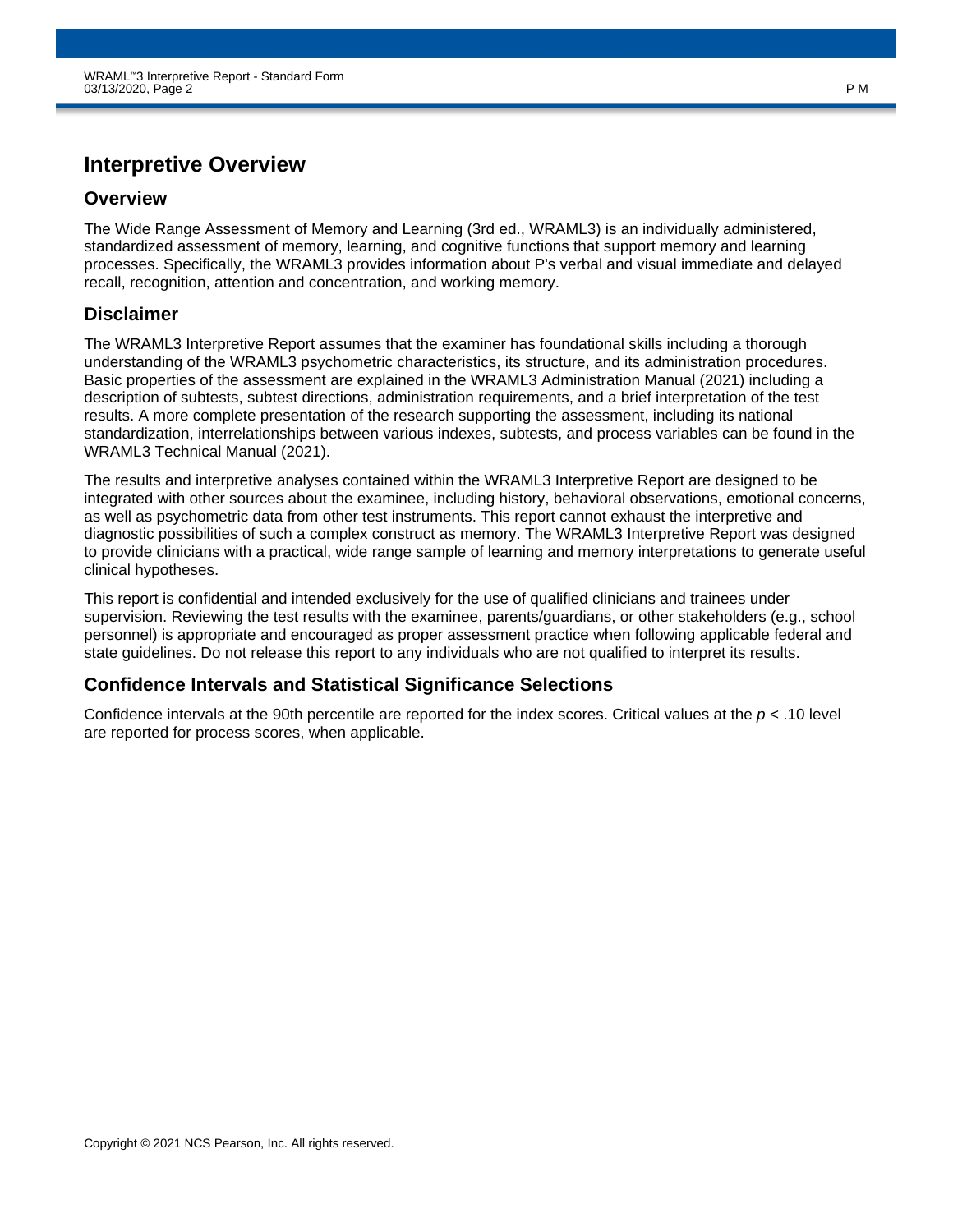# Interpretive Overview

## Overview

The Wide Range Assessment of Memory and Learning (3rd ed., WRAML3) is an individually administered, standardized assessment of memory, learning, and cognitive functions that support memory and learning processes. Specifically, the WRAML3 provides information about P's verbal and visual immediate and delayed recall, recognition, attention and concentration, and working memory.

## Disclaimer

The WRAML3 Interpretive Report assumes that the examiner has foundational skills including a thorough understanding of the WRAML3 psychometric characteristics, its structure, and its administration procedures. Basic properties of the assessment are explained in the WRAML3 Administration Manual (2021) including a description of subtests, subtest directions, administration requirements, and a brief interpretation of the test results. A more complete presentation of the research supporting the assessment, including its national standardization, interrelationships between various indexes, subtests, and process variables can be found in the WRAML3 Technical Manual (2021).

The results and interpretive analyses contained within the WRAML3 Interpretive Report are designed to be integrated with other sources about the examinee, including history, behavioral observations, emotional concerns, as well as psychometric data from other test instruments. This report cannot exhaust the interpretive and diagnostic possibilities of such a complex construct as memory. The WRAML3 Interpretive Report was designed to provide clinicians with a practical, wide range sample of learning and memory interpretations to generate useful clinical hypotheses.

This report is confidential and intended exclusively for the use of qualified clinicians and trainees under supervision. Reviewing the test results with the examinee, parents/guardians, or other stakeholders (e.g., school personnel) is appropriate and encouraged as proper assessment practice when following applicable federal and state guidelines. Do not release this report to any individuals who are not qualified to interpret its results.

## Confidence Intervals and Statistical Significance Selections

Confidence intervals at the 90th percentile are reported for the index scores. Critical values at the $p < .10$ level are reported for process scores, when applicable.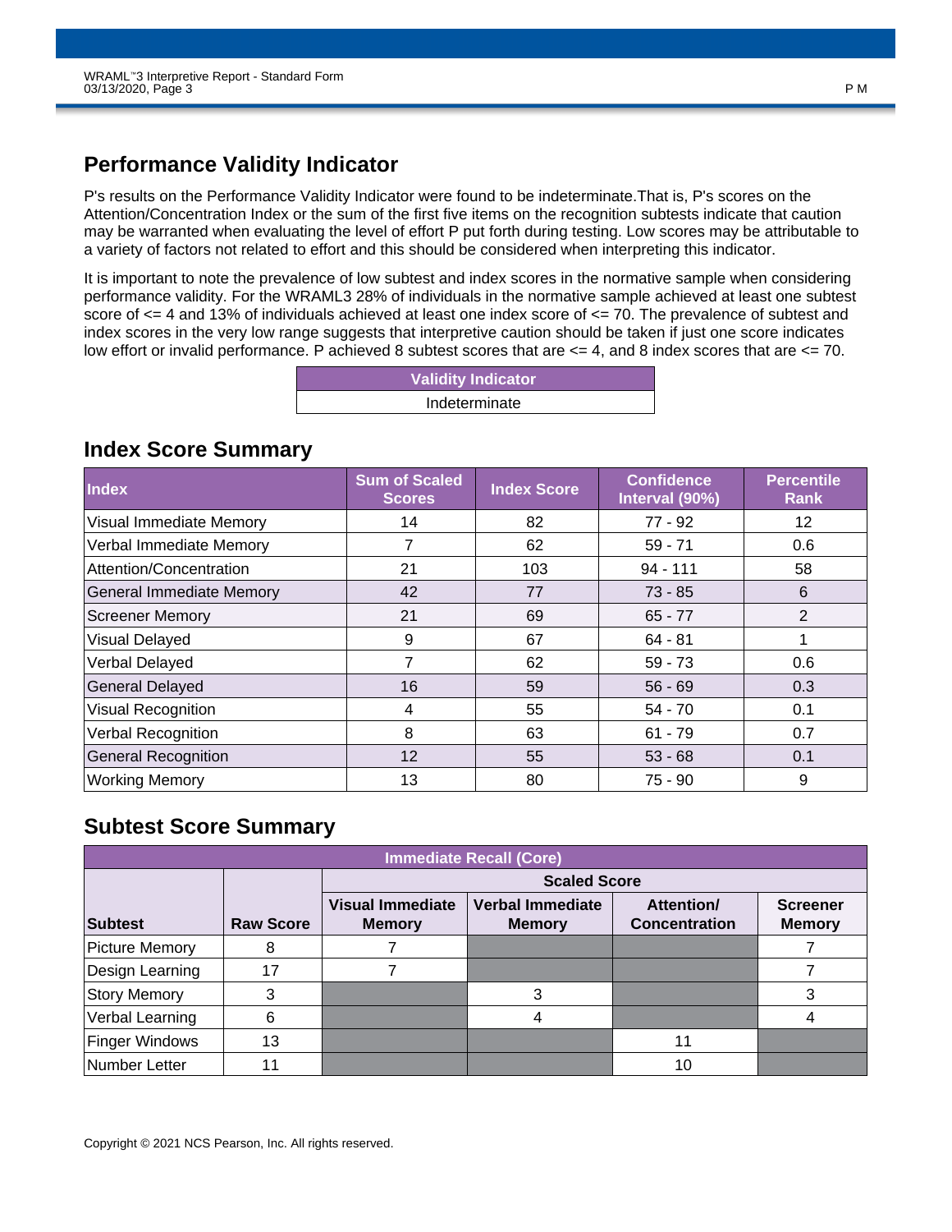## Performance Validity Indicator

P's results on the Performance Validity Indicator were found to be indeterminate.That is, P's scores on the Attention/Concentration Index or the sum of the first five items on the recognition subtests indicate that caution may be warranted when evaluating the level of effort P put forth during testing. Low scores may be attributable to a variety of factors not related to effort and this should be considered when interpreting this indicator.

It is important to note the prevalence of low subtest and index scores in the normative sample when considering performance validity. For the WRAML3 28% of individuals in the normative sample achieved at least one subtest score of <= 4 and 13% of individuals achieved at least one index score of <= 70. The prevalence of subtest and index scores in the very low range suggests that interpretive caution should be taken if just one score indicates low effort or invalid performance. P achieved 8 subtest scores that are <= 4, and 8 index scores that are <= 70.

| Validity Indicator |
| --- |
| Indeterminate |

## Index Score Summary

| Index | Sum of Scaled Scores | Index Score | Confidence Interval (90%) | Percentile Rank |
| --- | --- | --- | --- | --- |
| Visual Immediate Memory | 14 | 82 | 77 - 92 | 12 |
| Verbal Immediate Memory | 7 | 62 | 59 - 71 | 0.6 |
| Attention/Concentration | 21 | 103 | 94 - 111 | 58 |
| General Immediate Memory | 42 | 77 | 73 - 85 | 6 |
| Screener Memory | 21 | 69 | 65 - 77 | 2 |
| Visual Delayed | 9 | 67 | 64 - 81 | 1 |
| Verbal Delayed | 7 | 62 | 59 - 73 | 0.6 |
| General Delayed | 16 | 59 | 56 - 69 | 0.3 |
| Visual Recognition | 4 | 55 | 54 - 70 | 0.1 |
| Verbal Recognition | 8 | 63 | 61 - 79 | 0.7 |
| General Recognition | 12 | 55 | 53 - 68 | 0.1 |
| Working Memory | 13 | 80 | 75 - 90 | 9 |

## Subtest Score Summary

| Immediate Recall (Core) | | | | | |
| --- | --- | --- | --- | --- | --- |
| | | Scaled Score | | | |
| Subtest | Raw Score | Visual Immediate Memory | Verbal Immediate Memory | Attention/ Concentration | Screener Memory |
| Picture Memory | 8 | 7 | | | 7 |
| Design Learning | 17 | 7 | | | 7 |
| Story Memory | 3 | | 3 | | 3 |
| Verbal Learning | 6 | | 4 | | 4 |
| Finger Windows | 13 | | | 11 | |
| Number Letter | 11 | | | 10 | |

Copyright © 2021 NCS Pearson, Inc. All rights reserved.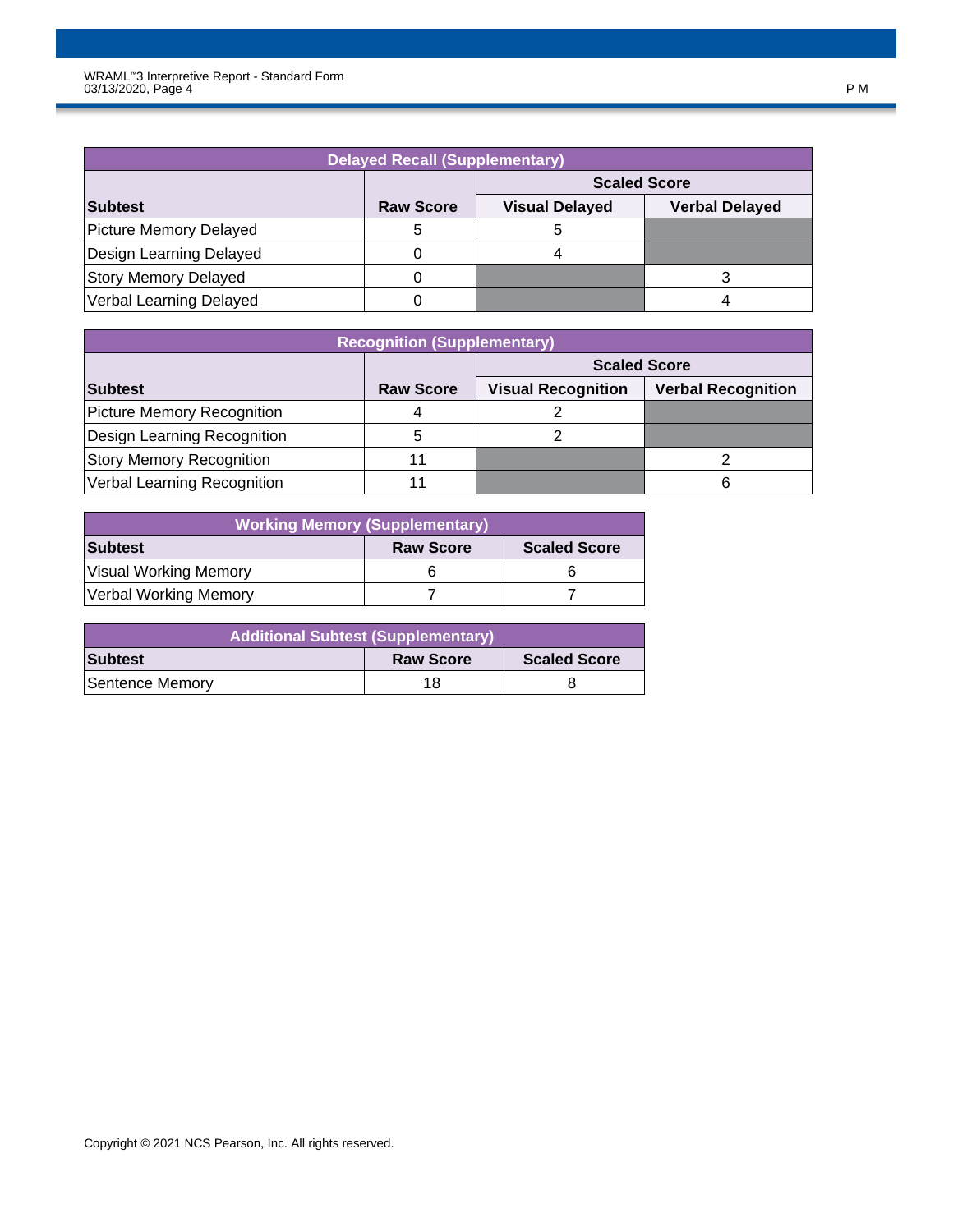| Delayed Recall (Supplementary) | | | |
|---|---|---|---|
| | | Scaled Score | |
| Subtest | Raw Score | Visual Delayed | Verbal Delayed |
| Picture Memory Delayed | 5 | 5 | |
| Design Learning Delayed | 0 | 4 | |
| Story Memory Delayed | 0 | | 3 |
| Verbal Learning Delayed | 0 | | 4 |

| Recognition (Supplementary) | | | |
|---|---|---|---|
| | | Scaled Score | |
| Subtest | Raw Score | Visual Recognition | Verbal Recognition |
| Picture Memory Recognition | 4 | 2 | |
| Design Learning Recognition | 5 | 2 | |
| Story Memory Recognition | 11 | | 2 |
| Verbal Learning Recognition | 11 | | 6 |

| Working Memory (Supplementary) | | |
|---|---|---|
| Subtest | Raw Score | Scaled Score |
| Visual Working Memory | 6 | 6 |
| Verbal Working Memory | 7 | 7 |

| Additional Subtest (Supplementary) | | |
|---|---|---|
| Subtest | Raw Score | Scaled Score |
| Sentence Memory | 18 | 8 |

Copyright © 2021 NCS Pearson, Inc. All rights reserved.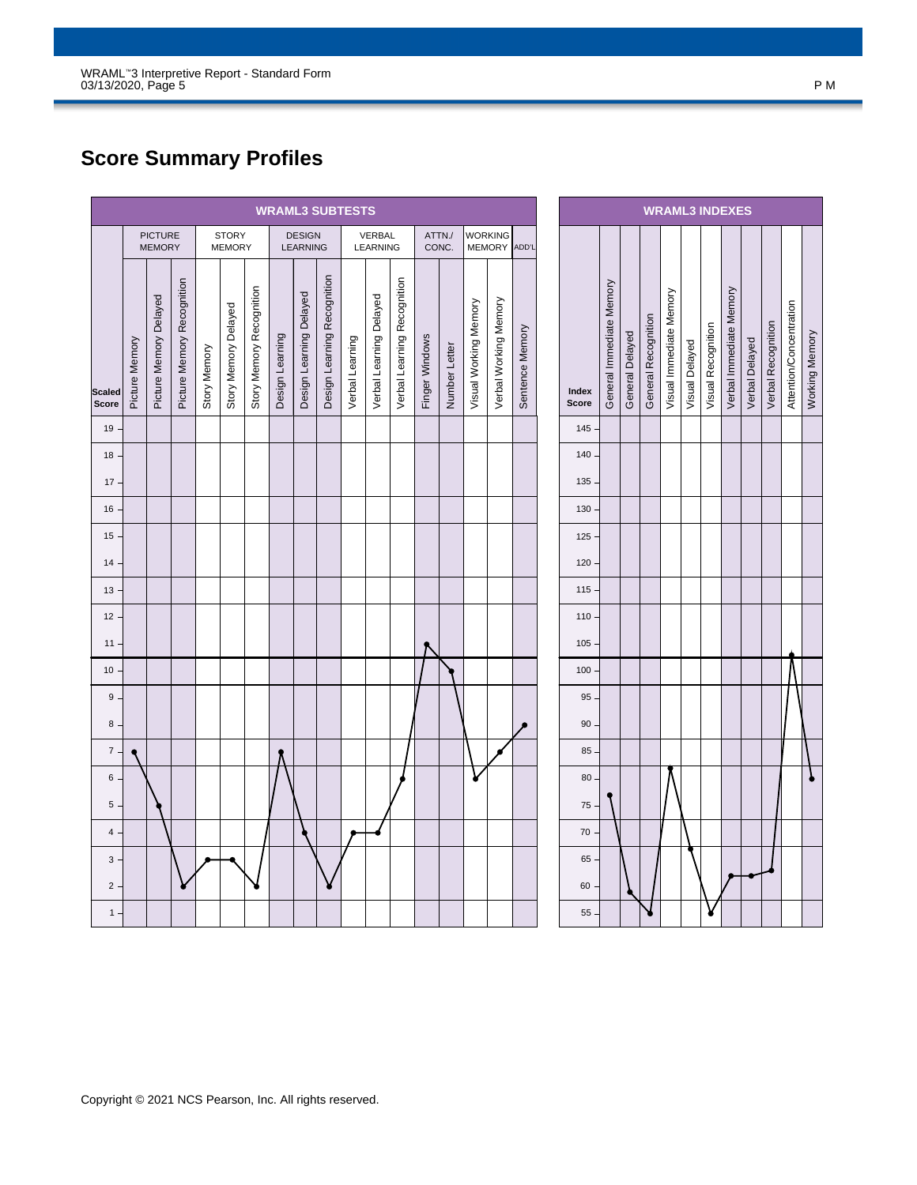## Score Summary Profiles

| WRAML3 SUBTESTS | | | | | | | | | | | | | | | | | |
|---|---|---|---|---|---|---|---|---|---|---|---|---|---|---|---|---|---|
| | PICTURE MEMORY | | | STORY MEMORY | | | DESIGN LEARNING | | | VERBAL LEARNING | | | ATTN./ CONC. | | WORKING MEMORY | | ADD'L |
| Scaled Score | Picture Memory | Picture Memory Delayed | Picture Memory Recognition | Story Memory | Story Memory Delayed | Story Memory Recognition | Design Learning | Design Learning Delayed | Design Learning Recognition | Verbal Learning | Verbal Learning Delayed | Verbal Learning Recognition | Finger Windows | Number Letter | Visual Working Memory | Verbal Working Memory | Sentence Memory |
| | 7 | 5 | 2 | 3 | 3 | 2 | 7 | 4 | 2 | 4 | 4 | 6 | 11 | 10 | 6 | 7 | 8 |

| WRAML3 INDEXES | | | | | | | | | | | |
|---|---|---|---|---|---|---|---|---|---|---|---|
| Index Score | General Immediate Memory | General Delayed | General Recognition | Visual Immediate Memory | Visual Delayed | Visual Recognition | Verbal Immediate Memory | Verbal Delayed | Verbal Recognition | Attention/Concentration | Working Memory |
| | 76 | 59 | 55 | 82 | 67 | 55 | 62 | 62 | 63 | 103 | 80 |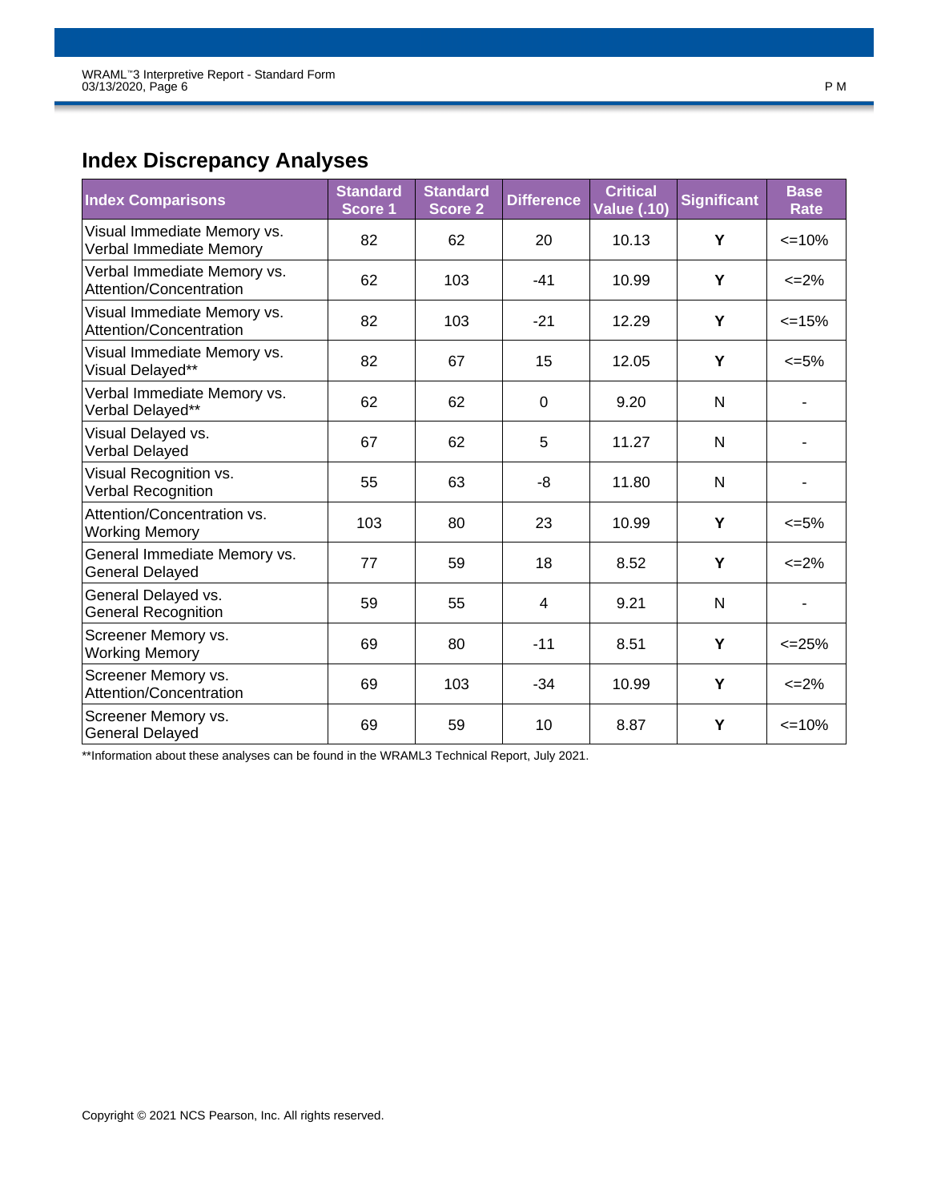## Index Discrepancy Analyses

| Index Comparisons | Standard Score 1 | Standard Score 2 | Difference | Critical Value (.10) | Significant | Base Rate |
|---|---|---|---|---|---|---|
| Visual Immediate Memory vs. Verbal Immediate Memory | 82 | 62 | 20 | 10.13 | **Y** | <=10% |
| Verbal Immediate Memory vs. Attention/Concentration | 62 | 103 | -41 | 10.99 | **Y** | <=2% |
| Visual Immediate Memory vs. Attention/Concentration | 82 | 103 | -21 | 12.29 | **Y** | <=15% |
| Visual Immediate Memory vs. Visual Delayed** | 82 | 67 | 15 | 12.05 | **Y** | <=5% |
| Verbal Immediate Memory vs. Verbal Delayed** | 62 | 62 | 0 | 9.20 | N | - |
| Visual Delayed vs. Verbal Delayed | 67 | 62 | 5 | 11.27 | N | - |
| Visual Recognition vs. Verbal Recognition | 55 | 63 | -8 | 11.80 | N | - |
| Attention/Concentration vs. Working Memory | 103 | 80 | 23 | 10.99 | **Y** | <=5% |
| General Immediate Memory vs. General Delayed | 77 | 59 | 18 | 8.52 | **Y** | <=2% |
| General Delayed vs. General Recognition | 59 | 55 | 4 | 9.21 | N | - |
| Screener Memory vs. Working Memory | 69 | 80 | -11 | 8.51 | **Y** | <=25% |
| Screener Memory vs. Attention/Concentration | 69 | 103 | -34 | 10.99 | **Y** | <=2% |
| Screener Memory vs. General Delayed | 69 | 59 | 10 | 8.87 | **Y** | <=10% |

**Information about these analyses can be found in the WRAML3 Technical Report, July 2021.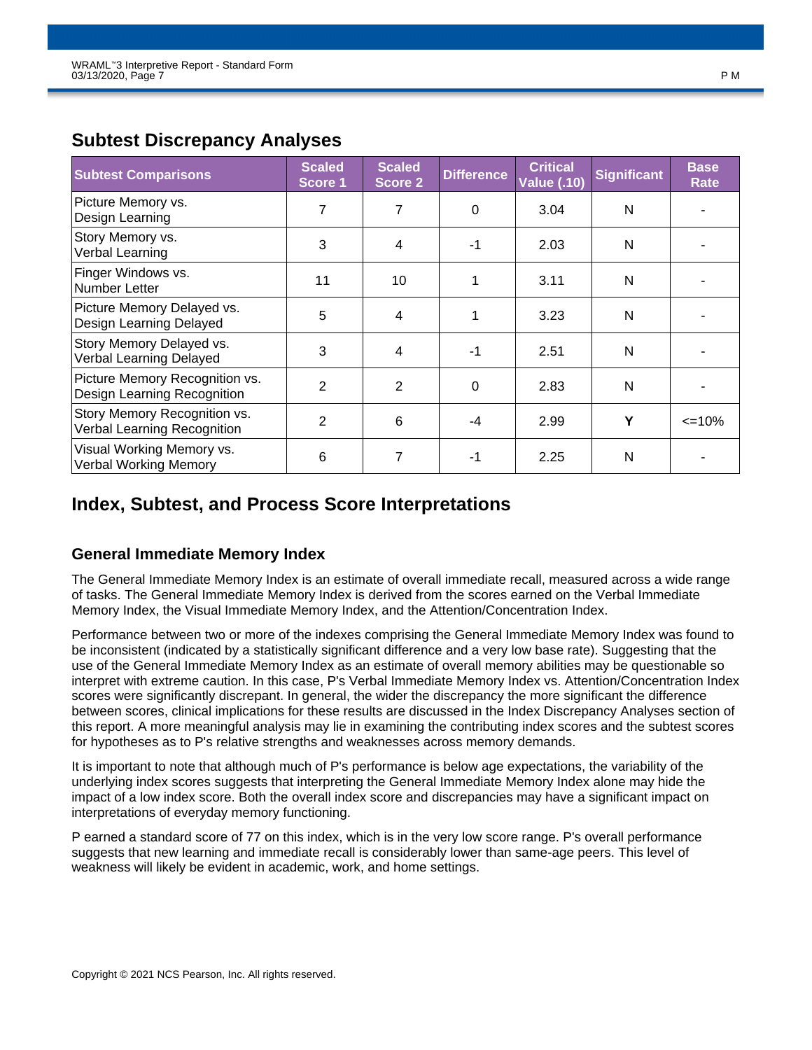## Subtest Discrepancy Analyses

| Subtest Comparisons | Scaled Score 1 | Scaled Score 2 | Difference | Critical Value (.10) | Significant | Base Rate |
|---|---|---|---|---|---|---|
| Picture Memory vs. Design Learning | 7 | 7 | 0 | 3.04 | N | - |
| Story Memory vs. Verbal Learning | 3 | 4 | -1 | 2.03 | N | - |
| Finger Windows vs. Number Letter | 11 | 10 | 1 | 3.11 | N | - |
| Picture Memory Delayed vs. Design Learning Delayed | 5 | 4 | 1 | 3.23 | N | - |
| Story Memory Delayed vs. Verbal Learning Delayed | 3 | 4 | -1 | 2.51 | N | - |
| Picture Memory Recognition vs. Design Learning Recognition | 2 | 2 | 0 | 2.83 | N | - |
| Story Memory Recognition vs. Verbal Learning Recognition | 2 | 6 | -4 | 2.99 | **Y** | <=10% |
| Visual Working Memory vs. Verbal Working Memory | 6 | 7 | -1 | 2.25 | N | - |

## Index, Subtest, and Process Score Interpretations

### General Immediate Memory Index

The General Immediate Memory Index is an estimate of overall immediate recall, measured across a wide range of tasks. The General Immediate Memory Index is derived from the scores earned on the Verbal Immediate Memory Index, the Visual Immediate Memory Index, and the Attention/Concentration Index.

Performance between two or more of the indexes comprising the General Immediate Memory Index was found to be inconsistent (indicated by a statistically significant difference and a very low base rate). Suggesting that the use of the General Immediate Memory Index as an estimate of overall memory abilities may be questionable so interpret with extreme caution. In this case, P's Verbal Immediate Memory Index vs. Attention/Concentration Index scores were significantly discrepant. In general, the wider the discrepancy the more significant the difference between scores, clinical implications for these results are discussed in the Index Discrepancy Analyses section of this report. A more meaningful analysis may lie in examining the contributing index scores and the subtest scores for hypotheses as to P's relative strengths and weaknesses across memory demands.

It is important to note that although much of P's performance is below age expectations, the variability of the underlying index scores suggests that interpreting the General Immediate Memory Index alone may hide the impact of a low index score. Both the overall index score and discrepancies may have a significant impact on interpretations of everyday memory functioning.

P earned a standard score of 77 on this index, which is in the very low score range. P's overall performance suggests that new learning and immediate recall is considerably lower than same-age peers. This level of weakness will likely be evident in academic, work, and home settings.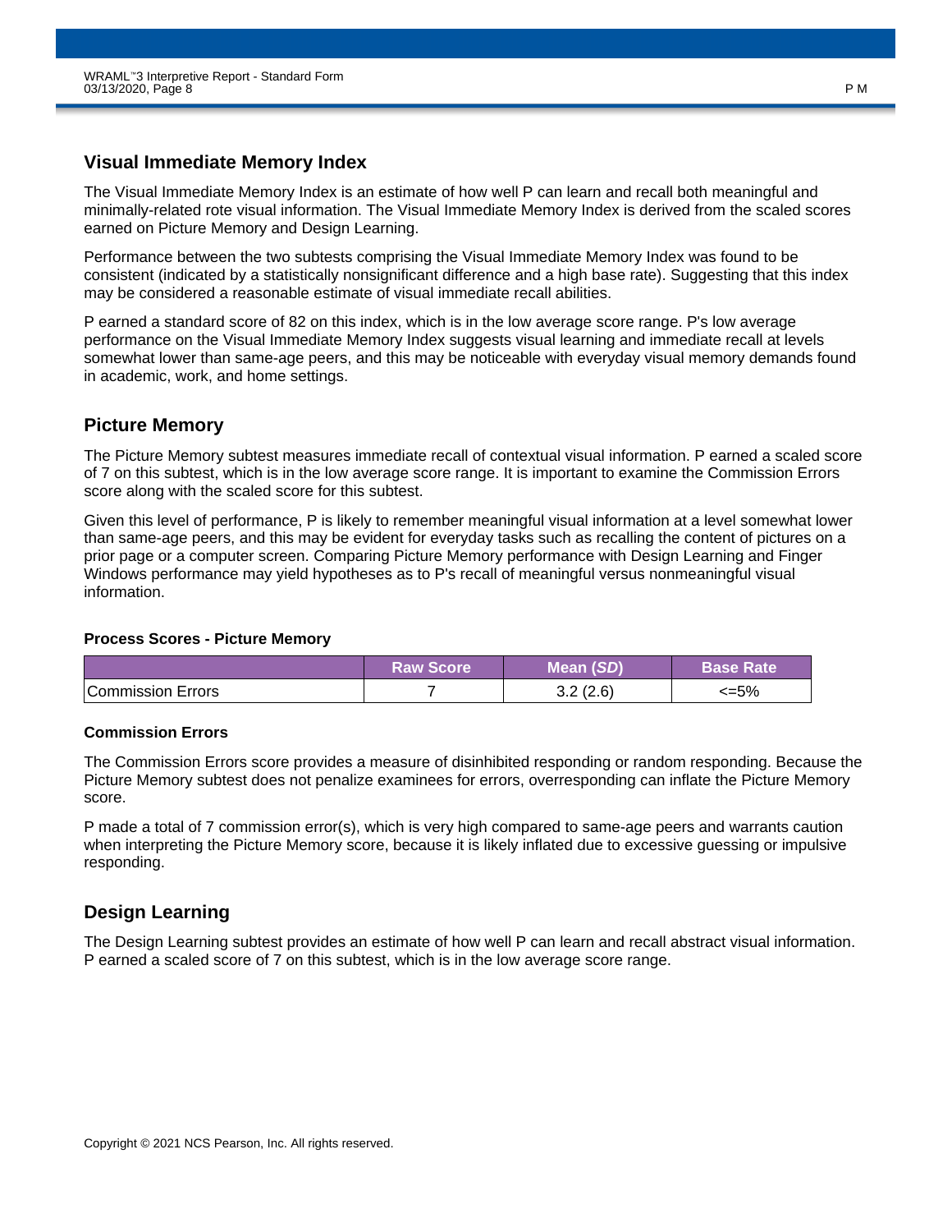## Visual Immediate Memory Index

The Visual Immediate Memory Index is an estimate of how well P can learn and recall both meaningful and minimally-related rote visual information. The Visual Immediate Memory Index is derived from the scaled scores earned on Picture Memory and Design Learning.

Performance between the two subtests comprising the Visual Immediate Memory Index was found to be consistent (indicated by a statistically nonsignificant difference and a high base rate). Suggesting that this index may be considered a reasonable estimate of visual immediate recall abilities.

P earned a standard score of 82 on this index, which is in the low average score range. P's low average performance on the Visual Immediate Memory Index suggests visual learning and immediate recall at levels somewhat lower than same-age peers, and this may be noticeable with everyday visual memory demands found in academic, work, and home settings.

## Picture Memory

The Picture Memory subtest measures immediate recall of contextual visual information. P earned a scaled score of 7 on this subtest, which is in the low average score range. It is important to examine the Commission Errors score along with the scaled score for this subtest.

Given this level of performance, P is likely to remember meaningful visual information at a level somewhat lower than same-age peers, and this may be evident for everyday tasks such as recalling the content of pictures on a prior page or a computer screen. Comparing Picture Memory performance with Design Learning and Finger Windows performance may yield hypotheses as to P's recall of meaningful versus nonmeaningful visual information.

### Process Scores - Picture Memory

| | Raw Score | Mean (*SD*) | Base Rate |
|---|---|---|---|
| Commission Errors | 7 | 3.2 (2.6) | <=5% |

### Commission Errors

The Commission Errors score provides a measure of disinhibited responding or random responding. Because the Picture Memory subtest does not penalize examinees for errors, overresponding can inflate the Picture Memory score.

P made a total of 7 commission error(s), which is very high compared to same-age peers and warrants caution when interpreting the Picture Memory score, because it is likely inflated due to excessive guessing or impulsive responding.

## Design Learning

The Design Learning subtest provides an estimate of how well P can learn and recall abstract visual information. P earned a scaled score of 7 on this subtest, which is in the low average score range.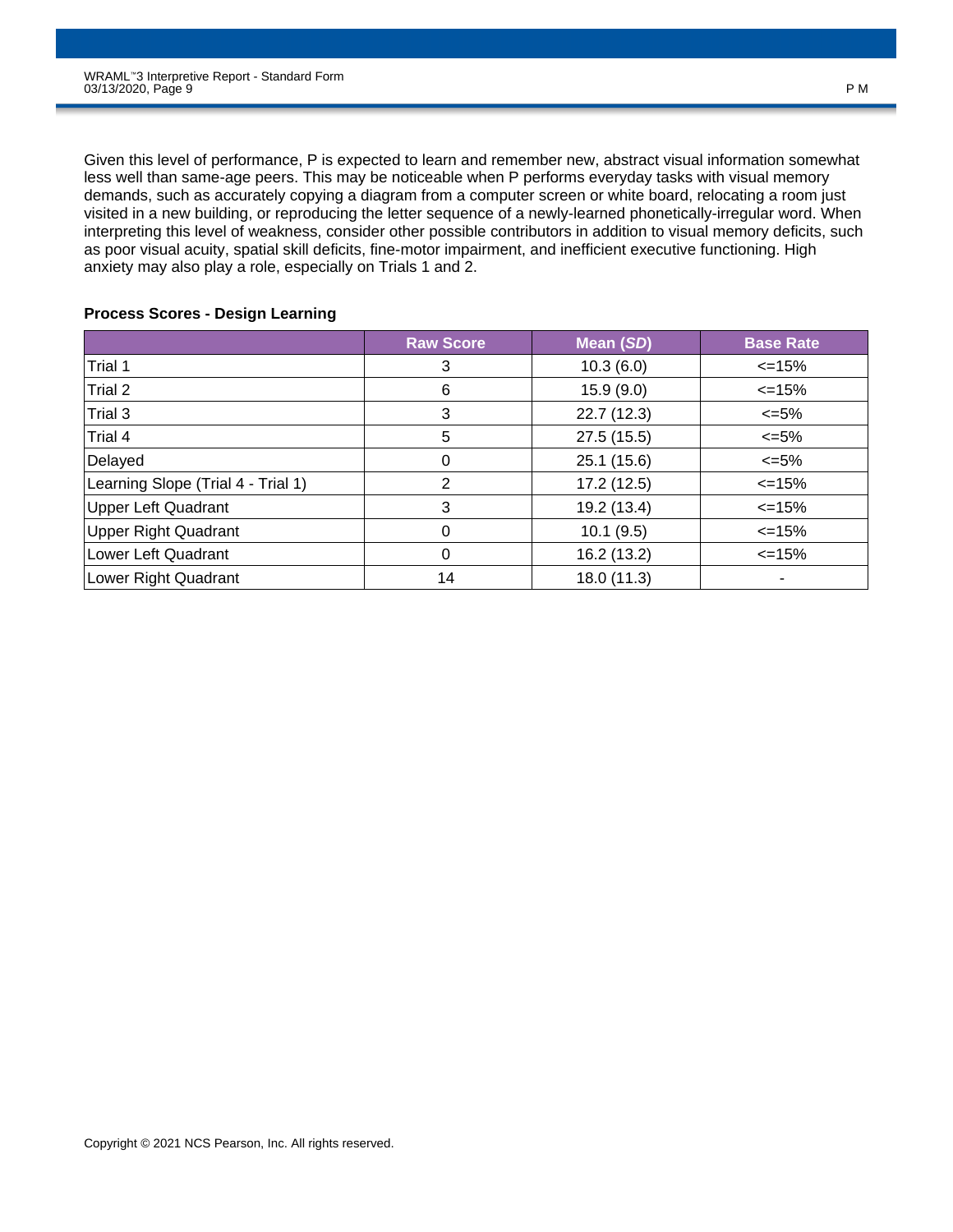Given this level of performance, P is expected to learn and remember new, abstract visual information somewhat less well than same-age peers. This may be noticeable when P performs everyday tasks with visual memory demands, such as accurately copying a diagram from a computer screen or white board, relocating a room just visited in a new building, or reproducing the letter sequence of a newly-learned phonetically-irregular word. When interpreting this level of weakness, consider other possible contributors in addition to visual memory deficits, such as poor visual acuity, spatial skill deficits, fine-motor impairment, and inefficient executive functioning. High anxiety may also play a role, especially on Trials 1 and 2.

**Process Scores - Design Learning**

| | Raw Score | Mean (*SD*) | Base Rate |
|---|---|---|---|
| Trial 1 | 3 | 10.3 (6.0) | <=15% |
| Trial 2 | 6 | 15.9 (9.0) | <=15% |
| Trial 3 | 3 | 22.7 (12.3) | <=5% |
| Trial 4 | 5 | 27.5 (15.5) | <=5% |
| Delayed | 0 | 25.1 (15.6) | <=5% |
| Learning Slope (Trial 4 - Trial 1) | 2 | 17.2 (12.5) | <=15% |
| Upper Left Quadrant | 3 | 19.2 (13.4) | <=15% |
| Upper Right Quadrant | 0 | 10.1 (9.5) | <=15% |
| Lower Left Quadrant | 0 | 16.2 (13.2) | <=15% |
| Lower Right Quadrant | 14 | 18.0 (11.3) | - |

Copyright © 2021 NCS Pearson, Inc. All rights reserved.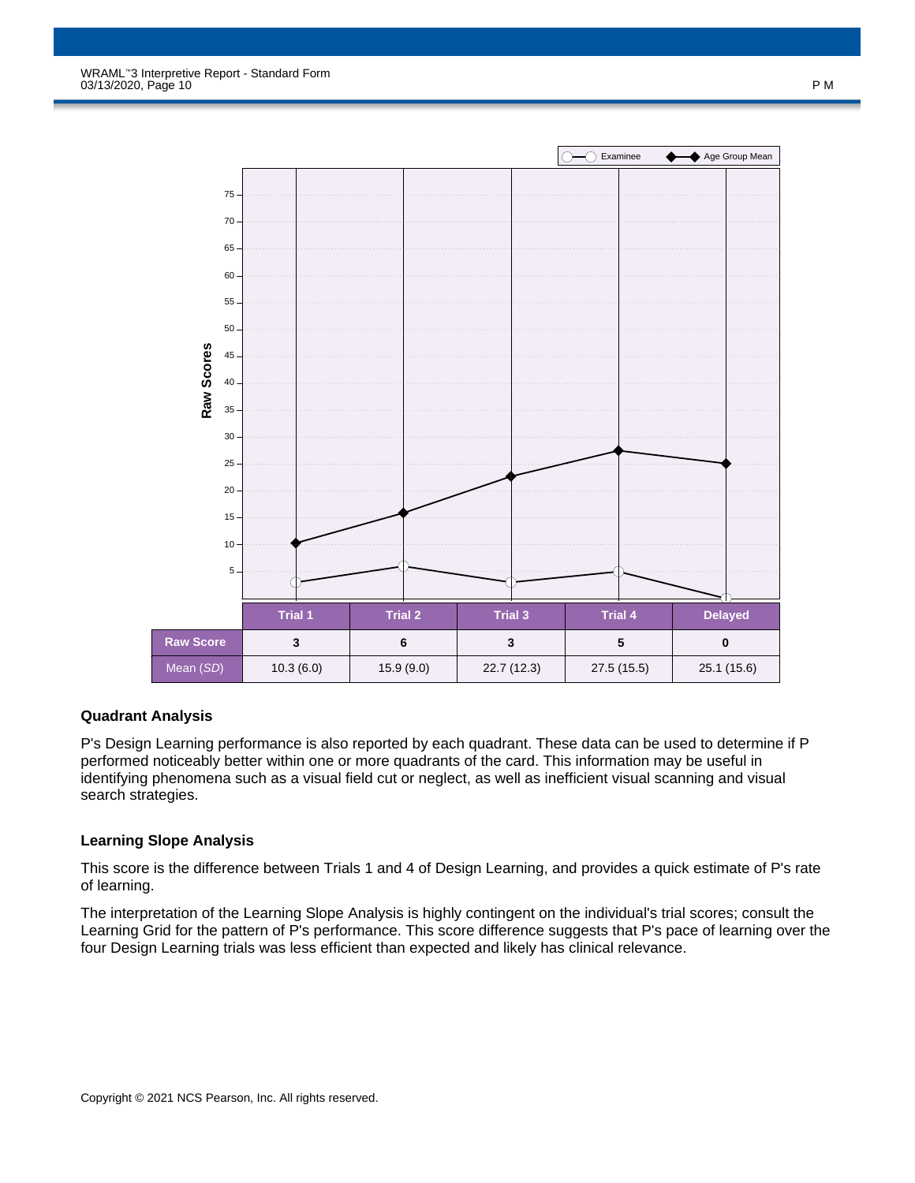| | Trial 1 | Trial 2 | Trial 3 | Trial 4 | Delayed |
|---|---|---|---|---|---|
| **Raw Score** | **3** | **6** | **3** | **5** | **0** |
| Mean (*SD*) | 10.3 (6.0) | 15.9 (9.0) | 22.7 (12.3) | 27.5 (15.5) | 25.1 (15.6) |

### Quadrant Analysis

P's Design Learning performance is also reported by each quadrant. These data can be used to determine if P performed noticeably better within one or more quadrants of the card. This information may be useful in identifying phenomena such as a visual field cut or neglect, as well as inefficient visual scanning and visual search strategies.

### Learning Slope Analysis

This score is the difference between Trials 1 and 4 of Design Learning, and provides a quick estimate of P's rate of learning.

The interpretation of the Learning Slope Analysis is highly contingent on the individual's trial scores; consult the Learning Grid for the pattern of P's performance. This score difference suggests that P's pace of learning over the four Design Learning trials was less efficient than expected and likely has clinical relevance.

Copyright © 2021 NCS Pearson, Inc. All rights reserved.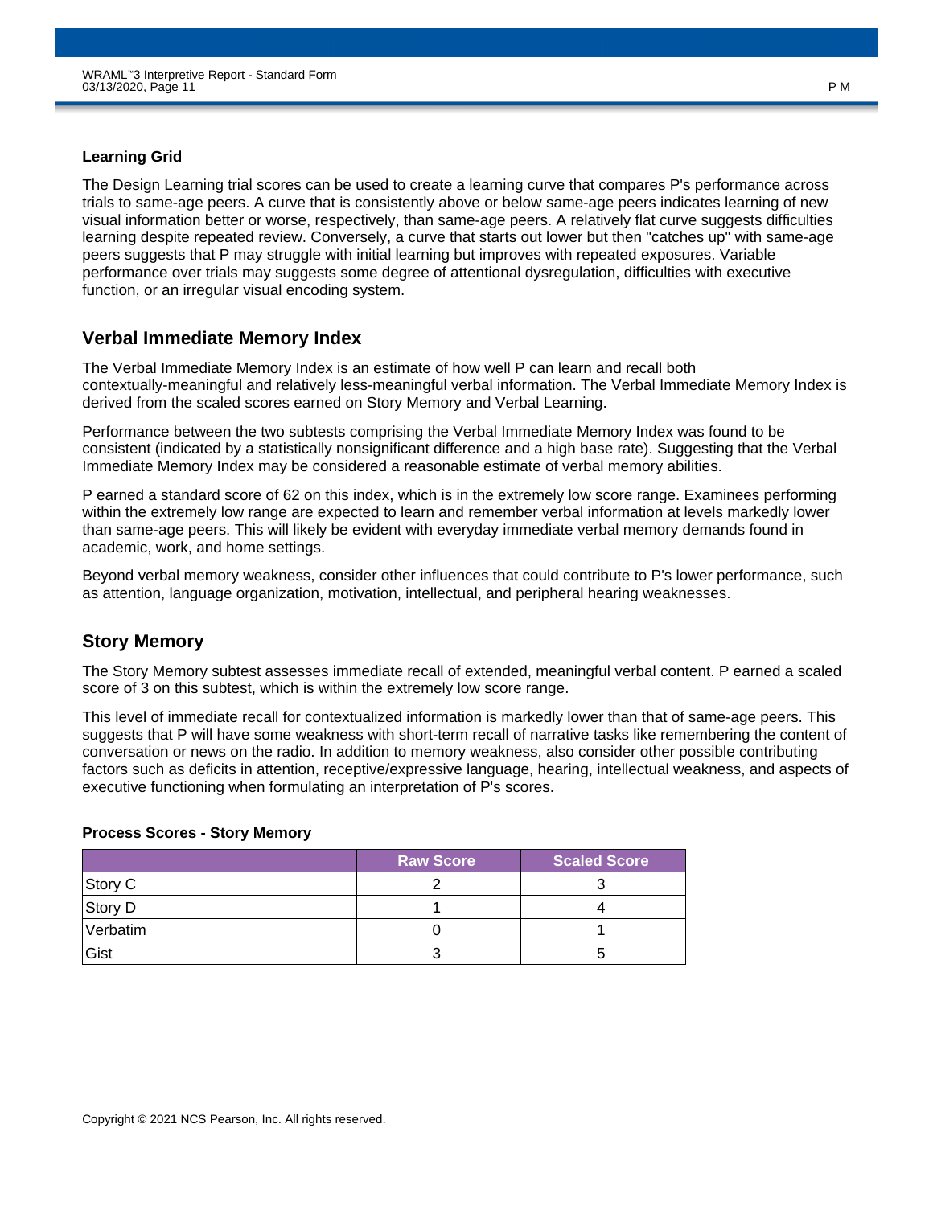**Learning Grid**

The Design Learning trial scores can be used to create a learning curve that compares P's performance across trials to same-age peers. A curve that is consistently above or below same-age peers indicates learning of new visual information better or worse, respectively, than same-age peers. A relatively flat curve suggests difficulties learning despite repeated review. Conversely, a curve that starts out lower but then "catches up" with same-age peers suggests that P may struggle with initial learning but improves with repeated exposures. Variable performance over trials may suggests some degree of attentional dysregulation, difficulties with executive function, or an irregular visual encoding system.

## Verbal Immediate Memory Index

The Verbal Immediate Memory Index is an estimate of how well P can learn and recall both contextually-meaningful and relatively less-meaningful verbal information. The Verbal Immediate Memory Index is derived from the scaled scores earned on Story Memory and Verbal Learning.

Performance between the two subtests comprising the Verbal Immediate Memory Index was found to be consistent (indicated by a statistically nonsignificant difference and a high base rate). Suggesting that the Verbal Immediate Memory Index may be considered a reasonable estimate of verbal memory abilities.

P earned a standard score of 62 on this index, which is in the extremely low score range. Examinees performing within the extremely low range are expected to learn and remember verbal information at levels markedly lower than same-age peers. This will likely be evident with everyday immediate verbal memory demands found in academic, work, and home settings.

Beyond verbal memory weakness, consider other influences that could contribute to P's lower performance, such as attention, language organization, motivation, intellectual, and peripheral hearing weaknesses.

## Story Memory

The Story Memory subtest assesses immediate recall of extended, meaningful verbal content. P earned a scaled score of 3 on this subtest, which is within the extremely low score range.

This level of immediate recall for contextualized information is markedly lower than that of same-age peers. This suggests that P will have some weakness with short-term recall of narrative tasks like remembering the content of conversation or news on the radio. In addition to memory weakness, also consider other possible contributing factors such as deficits in attention, receptive/expressive language, hearing, intellectual weakness, and aspects of executive functioning when formulating an interpretation of P's scores.

**Process Scores - Story Memory**

| | Raw Score | Scaled Score |
|---|---|---|
| Story C | 2 | 3 |
| Story D | 1 | 4 |
| Verbatim | 0 | 1 |
| Gist | 3 | 5 |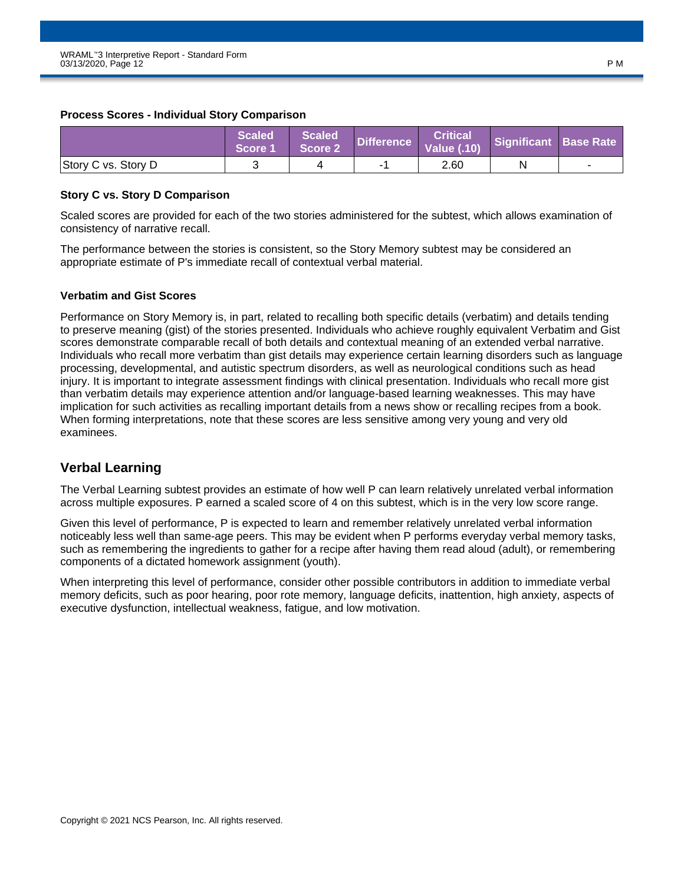### Process Scores - Individual Story Comparison

| | Scaled Score 1 | Scaled Score 2 | Difference | Critical Value (.10) | Significant | Base Rate |
|---|---|---|---|---|---|---|
| Story C vs. Story D | 3 | 4 | -1 | 2.60 | N | - |

### Story C vs. Story D Comparison

Scaled scores are provided for each of the two stories administered for the subtest, which allows examination of consistency of narrative recall.

The performance between the stories is consistent, so the Story Memory subtest may be considered an appropriate estimate of P's immediate recall of contextual verbal material.

### Verbatim and Gist Scores

Performance on Story Memory is, in part, related to recalling both specific details (verbatim) and details tending to preserve meaning (gist) of the stories presented. Individuals who achieve roughly equivalent Verbatim and Gist scores demonstrate comparable recall of both details and contextual meaning of an extended verbal narrative. Individuals who recall more verbatim than gist details may experience certain learning disorders such as language processing, developmental, and autistic spectrum disorders, as well as neurological conditions such as head injury. It is important to integrate assessment findings with clinical presentation. Individuals who recall more gist than verbatim details may experience attention and/or language-based learning weaknesses. This may have implication for such activities as recalling important details from a news show or recalling recipes from a book. When forming interpretations, note that these scores are less sensitive among very young and very old examinees.

## Verbal Learning

The Verbal Learning subtest provides an estimate of how well P can learn relatively unrelated verbal information across multiple exposures. P earned a scaled score of 4 on this subtest, which is in the very low score range.

Given this level of performance, P is expected to learn and remember relatively unrelated verbal information noticeably less well than same-age peers. This may be evident when P performs everyday verbal memory tasks, such as remembering the ingredients to gather for a recipe after having them read aloud (adult), or remembering components of a dictated homework assignment (youth).

When interpreting this level of performance, consider other possible contributors in addition to immediate verbal memory deficits, such as poor hearing, poor rote memory, language deficits, inattention, high anxiety, aspects of executive dysfunction, intellectual weakness, fatigue, and low motivation.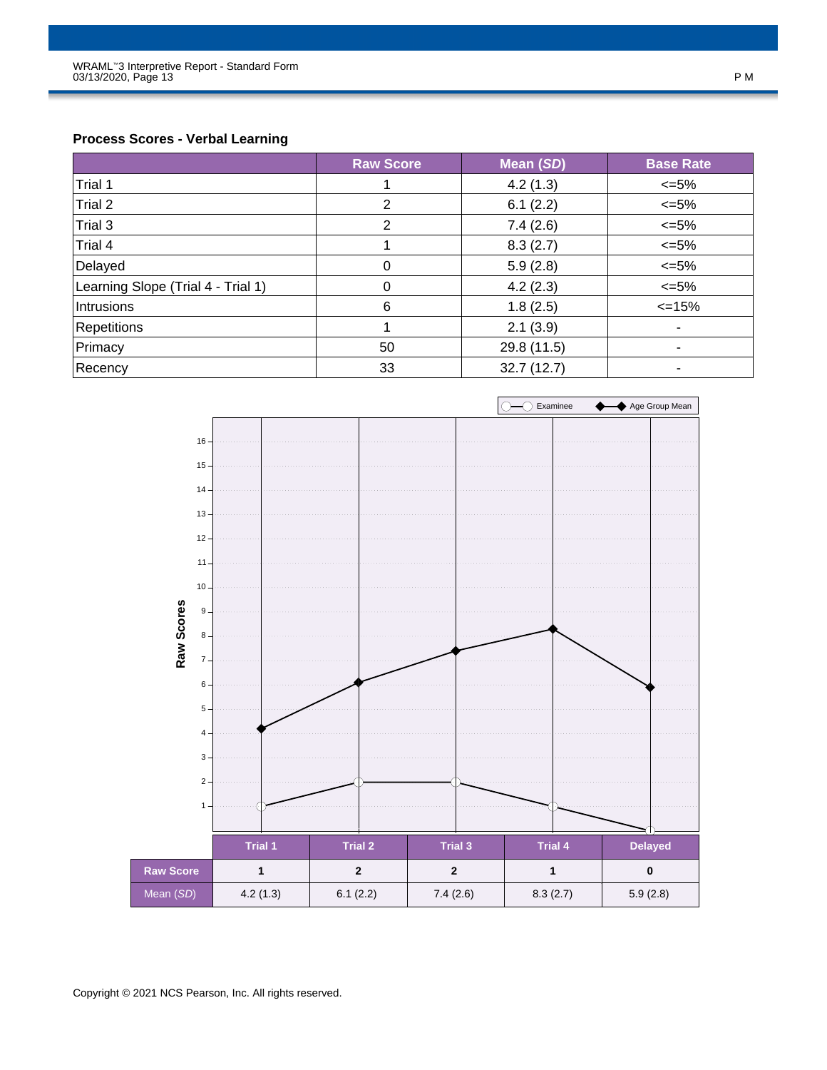### Process Scores - Verbal Learning

| | Raw Score | Mean (*SD*) | Base Rate |
|---|---|---|---|
| Trial 1 | 1 | 4.2 (1.3) | <=5% |
| Trial 2 | 2 | 6.1 (2.2) | <=5% |
| Trial 3 | 2 | 7.4 (2.6) | <=5% |
| Trial 4 | 1 | 8.3 (2.7) | <=5% |
| Delayed | 0 | 5.9 (2.8) | <=5% |
| Learning Slope (Trial 4 - Trial 1) | 0 | 4.2 (2.3) | <=5% |
| Intrusions | 6 | 1.8 (2.5) | <=15% |
| Repetitions | 1 | 2.1 (3.9) | - |
| Primacy | 50 | 29.8 (11.5) | - |
| Recency | 33 | 32.7 (12.7) | - |

| | Trial 1 | Trial 2 | Trial 3 | Trial 4 | Delayed |
|---|---|---|---|---|---|
| **Raw Score** | **1** | **2** | **2** | **1** | **0** |
| Mean (*SD*) | 4.2 (1.3) | 6.1 (2.2) | 7.4 (2.6) | 8.3 (2.7) | 5.9 (2.8) |

Copyright © 2021 NCS Pearson, Inc. All rights reserved.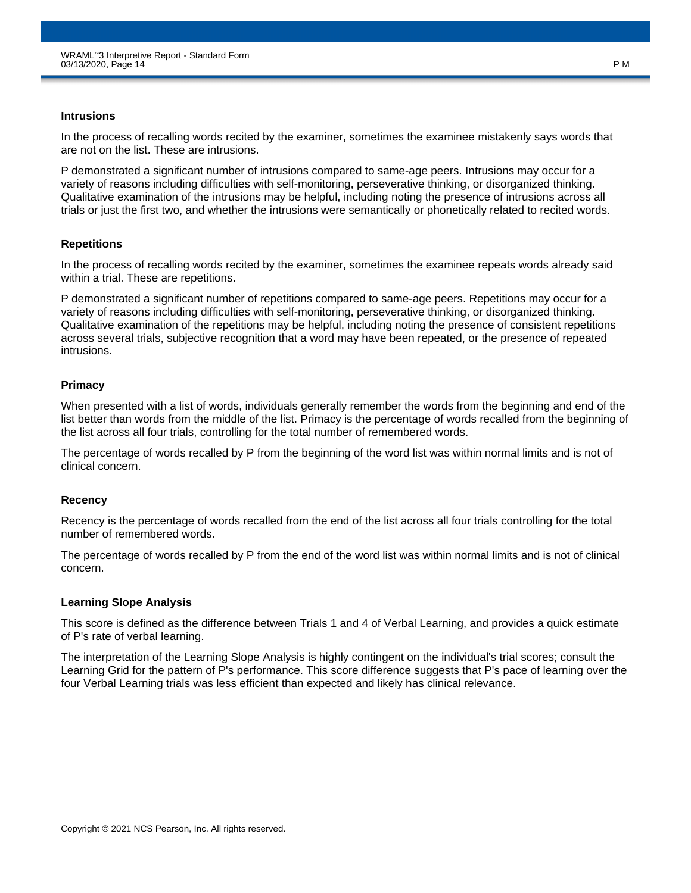### Intrusions

In the process of recalling words recited by the examiner, sometimes the examinee mistakenly says words that are not on the list. These are intrusions.

P demonstrated a significant number of intrusions compared to same-age peers. Intrusions may occur for a variety of reasons including difficulties with self-monitoring, perseverative thinking, or disorganized thinking. Qualitative examination of the intrusions may be helpful, including noting the presence of intrusions across all trials or just the first two, and whether the intrusions were semantically or phonetically related to recited words.

### Repetitions

In the process of recalling words recited by the examiner, sometimes the examinee repeats words already said within a trial. These are repetitions.

P demonstrated a significant number of repetitions compared to same-age peers. Repetitions may occur for a variety of reasons including difficulties with self-monitoring, perseverative thinking, or disorganized thinking. Qualitative examination of the repetitions may be helpful, including noting the presence of consistent repetitions across several trials, subjective recognition that a word may have been repeated, or the presence of repeated intrusions.

### Primacy

When presented with a list of words, individuals generally remember the words from the beginning and end of the list better than words from the middle of the list. Primacy is the percentage of words recalled from the beginning of the list across all four trials, controlling for the total number of remembered words.

The percentage of words recalled by P from the beginning of the word list was within normal limits and is not of clinical concern.

### Recency

Recency is the percentage of words recalled from the end of the list across all four trials controlling for the total number of remembered words.

The percentage of words recalled by P from the end of the word list was within normal limits and is not of clinical concern.

### Learning Slope Analysis

This score is defined as the difference between Trials 1 and 4 of Verbal Learning, and provides a quick estimate of P's rate of verbal learning.

The interpretation of the Learning Slope Analysis is highly contingent on the individual's trial scores; consult the Learning Grid for the pattern of P's performance. This score difference suggests that P's pace of learning over the four Verbal Learning trials was less efficient than expected and likely has clinical relevance.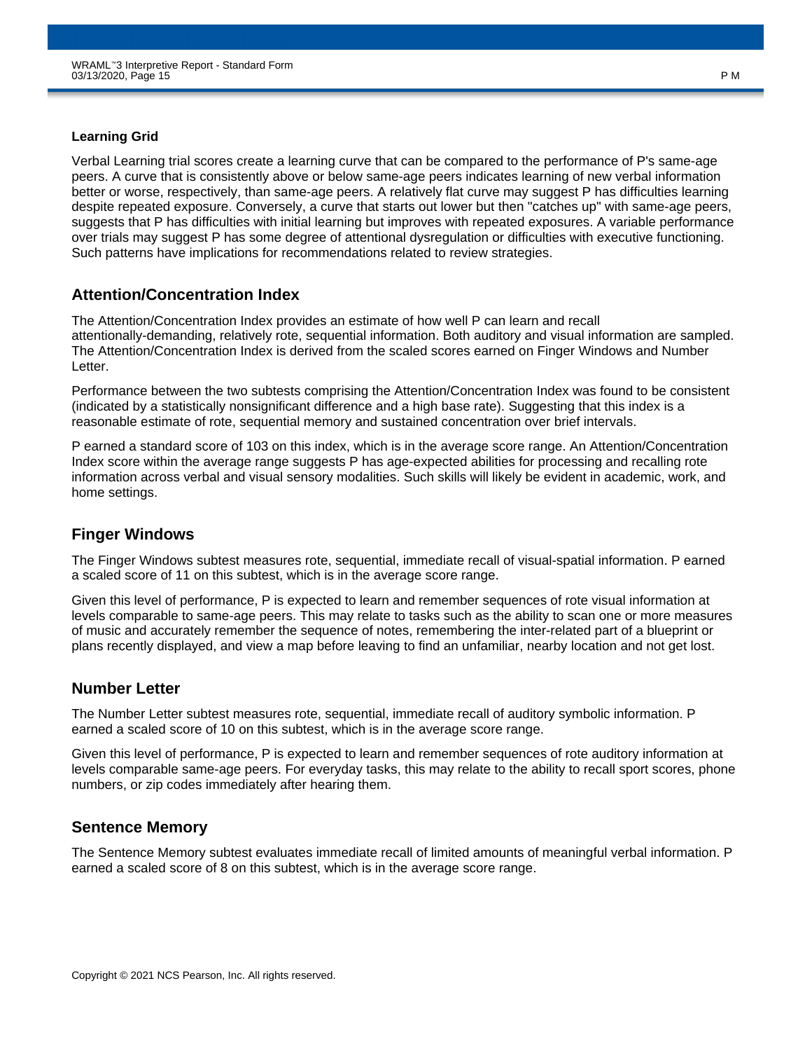**Learning Grid**

Verbal Learning trial scores create a learning curve that can be compared to the performance of P's same-age peers. A curve that is consistently above or below same-age peers indicates learning of new verbal information better or worse, respectively, than same-age peers. A relatively flat curve may suggest P has difficulties learning despite repeated exposure. Conversely, a curve that starts out lower but then "catches up" with same-age peers, suggests that P has difficulties with initial learning but improves with repeated exposures. A variable performance over trials may suggest P has some degree of attentional dysregulation or difficulties with executive functioning. Such patterns have implications for recommendations related to review strategies.

## Attention/Concentration Index

The Attention/Concentration Index provides an estimate of how well P can learn and recall attentionally-demanding, relatively rote, sequential information. Both auditory and visual information are sampled. The Attention/Concentration Index is derived from the scaled scores earned on Finger Windows and Number Letter.

Performance between the two subtests comprising the Attention/Concentration Index was found to be consistent (indicated by a statistically nonsignificant difference and a high base rate). Suggesting that this index is a reasonable estimate of rote, sequential memory and sustained concentration over brief intervals.

P earned a standard score of 103 on this index, which is in the average score range. An Attention/Concentration Index score within the average range suggests P has age-expected abilities for processing and recalling rote information across verbal and visual sensory modalities. Such skills will likely be evident in academic, work, and home settings.

## Finger Windows

The Finger Windows subtest measures rote, sequential, immediate recall of visual-spatial information. P earned a scaled score of 11 on this subtest, which is in the average score range.

Given this level of performance, P is expected to learn and remember sequences of rote visual information at levels comparable to same-age peers. This may relate to tasks such as the ability to scan one or more measures of music and accurately remember the sequence of notes, remembering the inter-related part of a blueprint or plans recently displayed, and view a map before leaving to find an unfamiliar, nearby location and not get lost.

## Number Letter

The Number Letter subtest measures rote, sequential, immediate recall of auditory symbolic information. P earned a scaled score of 10 on this subtest, which is in the average score range.

Given this level of performance, P is expected to learn and remember sequences of rote auditory information at levels comparable same-age peers. For everyday tasks, this may relate to the ability to recall sport scores, phone numbers, or zip codes immediately after hearing them.

## Sentence Memory

The Sentence Memory subtest evaluates immediate recall of limited amounts of meaningful verbal information. P earned a scaled score of 8 on this subtest, which is in the average score range.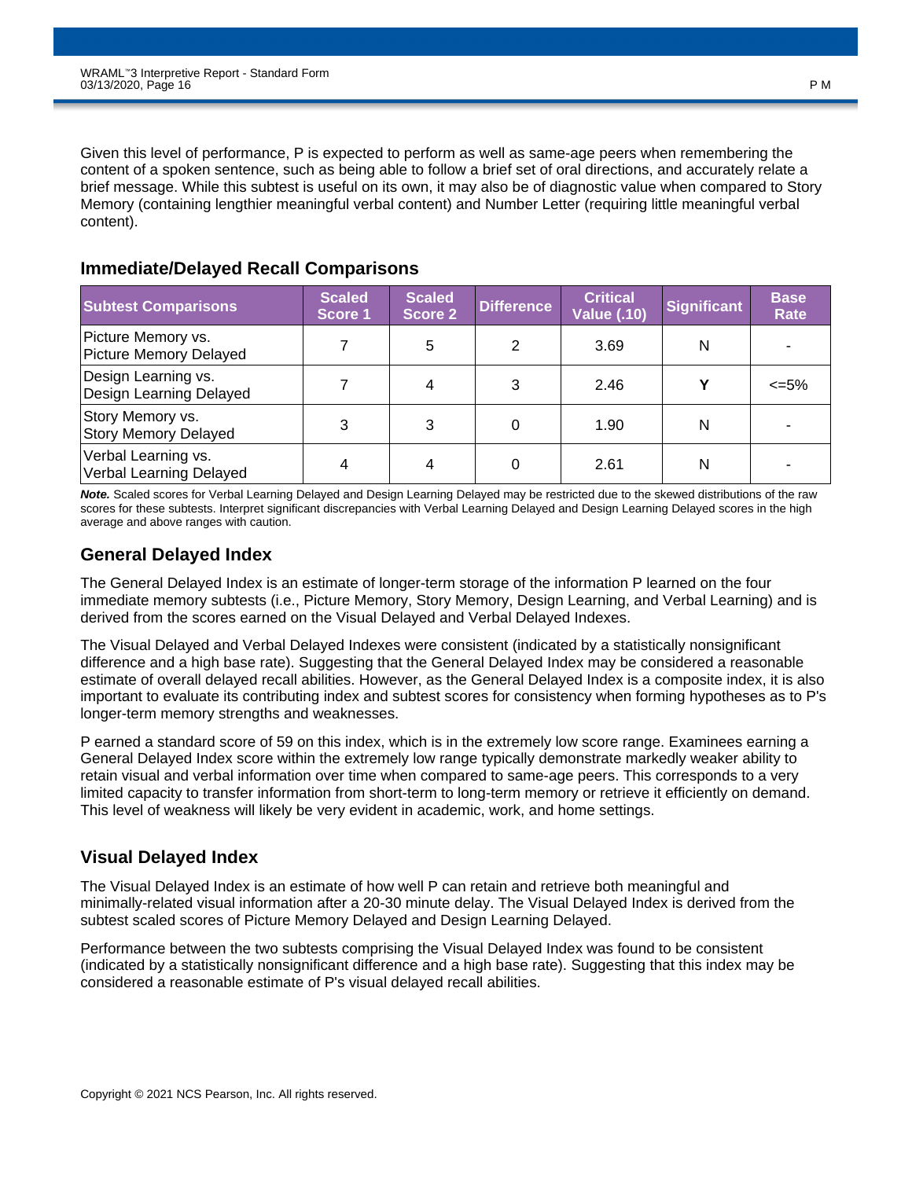Given this level of performance, P is expected to perform as well as same-age peers when remembering the content of a spoken sentence, such as being able to follow a brief set of oral directions, and accurately relate a brief message. While this subtest is useful on its own, it may also be of diagnostic value when compared to Story Memory (containing lengthier meaningful verbal content) and Number Letter (requiring little meaningful verbal content).

## Immediate/Delayed Recall Comparisons

| Subtest Comparisons | Scaled Score 1 | Scaled Score 2 | Difference | Critical Value (.10) | Significant | Base Rate |
|---|---|---|---|---|---|---|
| Picture Memory vs. Picture Memory Delayed | 7 | 5 | 2 | 3.69 | N | - |
| Design Learning vs. Design Learning Delayed | 7 | 4 | 3 | 2.46 | **Y** | <=5% |
| Story Memory vs. Story Memory Delayed | 3 | 3 | 0 | 1.90 | N | - |
| Verbal Learning vs. Verbal Learning Delayed | 4 | 4 | 0 | 2.61 | N | - |

***Note.*** Scaled scores for Verbal Learning Delayed and Design Learning Delayed may be restricted due to the skewed distributions of the raw scores for these subtests. Interpret significant discrepancies with Verbal Learning Delayed and Design Learning Delayed scores in the high average and above ranges with caution.

## General Delayed Index

The General Delayed Index is an estimate of longer-term storage of the information P learned on the four immediate memory subtests (i.e., Picture Memory, Story Memory, Design Learning, and Verbal Learning) and is derived from the scores earned on the Visual Delayed and Verbal Delayed Indexes.

The Visual Delayed and Verbal Delayed Indexes were consistent (indicated by a statistically nonsignificant difference and a high base rate). Suggesting that the General Delayed Index may be considered a reasonable estimate of overall delayed recall abilities. However, as the General Delayed Index is a composite index, it is also important to evaluate its contributing index and subtest scores for consistency when forming hypotheses as to P's longer-term memory strengths and weaknesses.

P earned a standard score of 59 on this index, which is in the extremely low score range. Examinees earning a General Delayed Index score within the extremely low range typically demonstrate markedly weaker ability to retain visual and verbal information over time when compared to same-age peers. This corresponds to a very limited capacity to transfer information from short-term to long-term memory or retrieve it efficiently on demand. This level of weakness will likely be very evident in academic, work, and home settings.

## Visual Delayed Index

The Visual Delayed Index is an estimate of how well P can retain and retrieve both meaningful and minimally-related visual information after a 20-30 minute delay. The Visual Delayed Index is derived from the subtest scaled scores of Picture Memory Delayed and Design Learning Delayed.

Performance between the two subtests comprising the Visual Delayed Index was found to be consistent (indicated by a statistically nonsignificant difference and a high base rate). Suggesting that this index may be considered a reasonable estimate of P's visual delayed recall abilities.

Copyright © 2021 NCS Pearson, Inc. All rights reserved.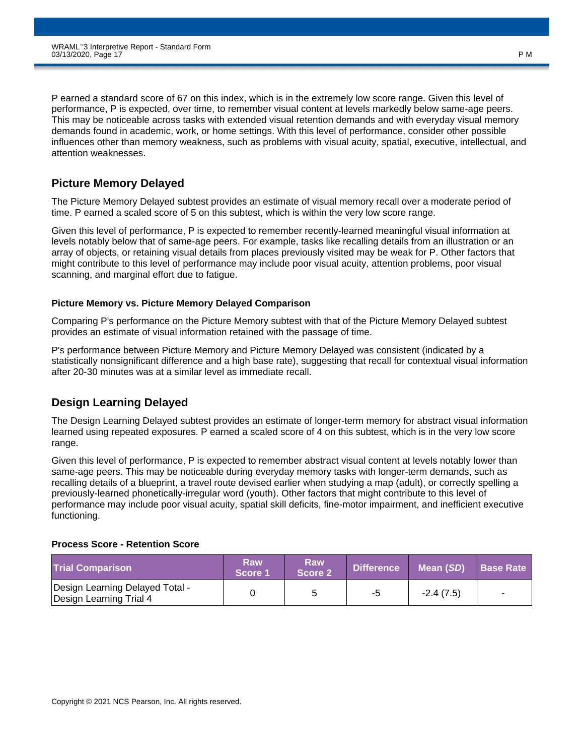P earned a standard score of 67 on this index, which is in the extremely low score range. Given this level of performance, P is expected, over time, to remember visual content at levels markedly below same-age peers. This may be noticeable across tasks with extended visual retention demands and with everyday visual memory demands found in academic, work, or home settings. With this level of performance, consider other possible influences other than memory weakness, such as problems with visual acuity, spatial, executive, intellectual, and attention weaknesses.

## Picture Memory Delayed

The Picture Memory Delayed subtest provides an estimate of visual memory recall over a moderate period of time. P earned a scaled score of 5 on this subtest, which is within the very low score range.

Given this level of performance, P is expected to remember recently-learned meaningful visual information at levels notably below that of same-age peers. For example, tasks like recalling details from an illustration or an array of objects, or retaining visual details from places previously visited may be weak for P. Other factors that might contribute to this level of performance may include poor visual acuity, attention problems, poor visual scanning, and marginal effort due to fatigue.

### Picture Memory vs. Picture Memory Delayed Comparison

Comparing P's performance on the Picture Memory subtest with that of the Picture Memory Delayed subtest provides an estimate of visual information retained with the passage of time.

P's performance between Picture Memory and Picture Memory Delayed was consistent (indicated by a statistically nonsignificant difference and a high base rate), suggesting that recall for contextual visual information after 20-30 minutes was at a similar level as immediate recall.

## Design Learning Delayed

The Design Learning Delayed subtest provides an estimate of longer-term memory for abstract visual information learned using repeated exposures. P earned a scaled score of 4 on this subtest, which is in the very low score range.

Given this level of performance, P is expected to remember abstract visual content at levels notably lower than same-age peers. This may be noticeable during everyday memory tasks with longer-term demands, such as recalling details of a blueprint, a travel route devised earlier when studying a map (adult), or correctly spelling a previously-learned phonetically-irregular word (youth). Other factors that might contribute to this level of performance may include poor visual acuity, spatial skill deficits, fine-motor impairment, and inefficient executive functioning.

### Process Score - Retention Score

| Trial Comparison | Raw Score 1 | Raw Score 2 | Difference | Mean (*SD*) | Base Rate |
|---|---|---|---|---|---|
| Design Learning Delayed Total - Design Learning Trial 4 | 0 | 5 | -5 | -2.4 (7.5) | - |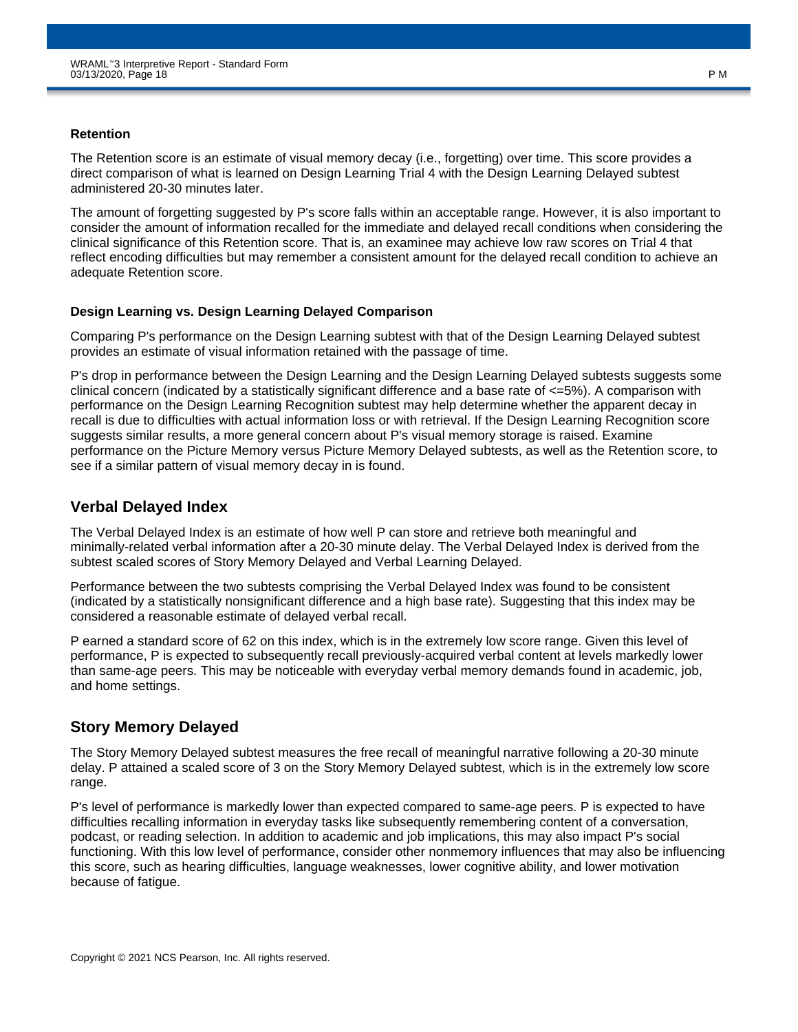### Retention

The Retention score is an estimate of visual memory decay (i.e., forgetting) over time. This score provides a direct comparison of what is learned on Design Learning Trial 4 with the Design Learning Delayed subtest administered 20-30 minutes later.

The amount of forgetting suggested by P's score falls within an acceptable range. However, it is also important to consider the amount of information recalled for the immediate and delayed recall conditions when considering the clinical significance of this Retention score. That is, an examinee may achieve low raw scores on Trial 4 that reflect encoding difficulties but may remember a consistent amount for the delayed recall condition to achieve an adequate Retention score.

### Design Learning vs. Design Learning Delayed Comparison

Comparing P's performance on the Design Learning subtest with that of the Design Learning Delayed subtest provides an estimate of visual information retained with the passage of time.

P's drop in performance between the Design Learning and the Design Learning Delayed subtests suggests some clinical concern (indicated by a statistically significant difference and a base rate of <=5%). A comparison with performance on the Design Learning Recognition subtest may help determine whether the apparent decay in recall is due to difficulties with actual information loss or with retrieval. If the Design Learning Recognition score suggests similar results, a more general concern about P's visual memory storage is raised. Examine performance on the Picture Memory versus Picture Memory Delayed subtests, as well as the Retention score, to see if a similar pattern of visual memory decay in is found.

## Verbal Delayed Index

The Verbal Delayed Index is an estimate of how well P can store and retrieve both meaningful and minimally-related verbal information after a 20-30 minute delay. The Verbal Delayed Index is derived from the subtest scaled scores of Story Memory Delayed and Verbal Learning Delayed.

Performance between the two subtests comprising the Verbal Delayed Index was found to be consistent (indicated by a statistically nonsignificant difference and a high base rate). Suggesting that this index may be considered a reasonable estimate of delayed verbal recall.

P earned a standard score of 62 on this index, which is in the extremely low score range. Given this level of performance, P is expected to subsequently recall previously-acquired verbal content at levels markedly lower than same-age peers. This may be noticeable with everyday verbal memory demands found in academic, job, and home settings.

## Story Memory Delayed

The Story Memory Delayed subtest measures the free recall of meaningful narrative following a 20-30 minute delay. P attained a scaled score of 3 on the Story Memory Delayed subtest, which is in the extremely low score range.

P's level of performance is markedly lower than expected compared to same-age peers. P is expected to have difficulties recalling information in everyday tasks like subsequently remembering content of a conversation, podcast, or reading selection. In addition to academic and job implications, this may also impact P's social functioning. With this low level of performance, consider other nonmemory influences that may also be influencing this score, such as hearing difficulties, language weaknesses, lower cognitive ability, and lower motivation because of fatigue.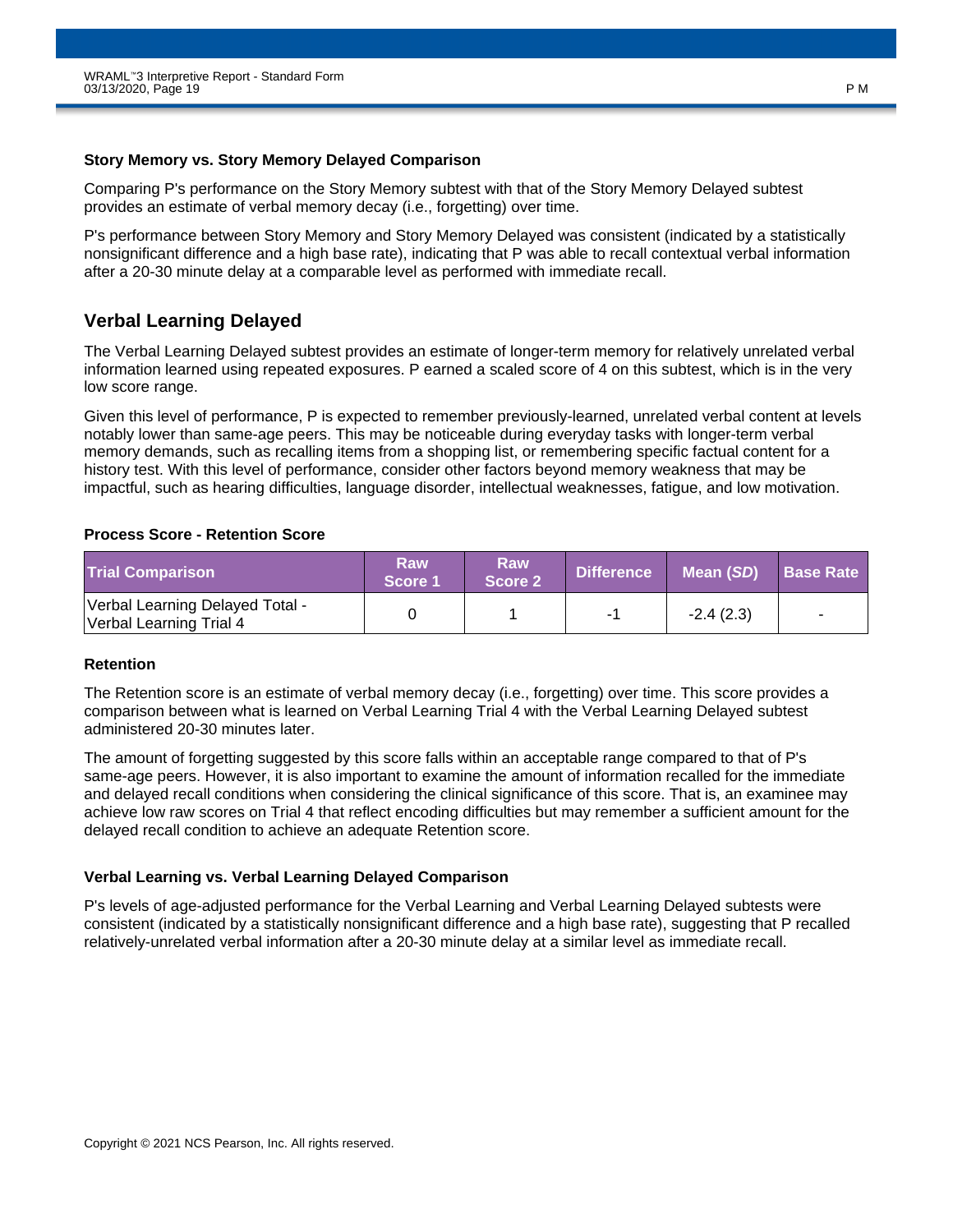### Story Memory vs. Story Memory Delayed Comparison

Comparing P's performance on the Story Memory subtest with that of the Story Memory Delayed subtest provides an estimate of verbal memory decay (i.e., forgetting) over time.

P's performance between Story Memory and Story Memory Delayed was consistent (indicated by a statistically nonsignificant difference and a high base rate), indicating that P was able to recall contextual verbal information after a 20-30 minute delay at a comparable level as performed with immediate recall.

## Verbal Learning Delayed

The Verbal Learning Delayed subtest provides an estimate of longer-term memory for relatively unrelated verbal information learned using repeated exposures. P earned a scaled score of 4 on this subtest, which is in the very low score range.

Given this level of performance, P is expected to remember previously-learned, unrelated verbal content at levels notably lower than same-age peers. This may be noticeable during everyday tasks with longer-term verbal memory demands, such as recalling items from a shopping list, or remembering specific factual content for a history test. With this level of performance, consider other factors beyond memory weakness that may be impactful, such as hearing difficulties, language disorder, intellectual weaknesses, fatigue, and low motivation.

### Process Score - Retention Score

| Trial Comparison | Raw Score 1 | Raw Score 2 | Difference | Mean (*SD*) | Base Rate |
|---|---|---|---|---|---|
| Verbal Learning Delayed Total - Verbal Learning Trial 4 | 0 | 1 | -1 | -2.4 (2.3) | - |

### Retention

The Retention score is an estimate of verbal memory decay (i.e., forgetting) over time. This score provides a comparison between what is learned on Verbal Learning Trial 4 with the Verbal Learning Delayed subtest administered 20-30 minutes later.

The amount of forgetting suggested by this score falls within an acceptable range compared to that of P's same-age peers. However, it is also important to examine the amount of information recalled for the immediate and delayed recall conditions when considering the clinical significance of this score. That is, an examinee may achieve low raw scores on Trial 4 that reflect encoding difficulties but may remember a sufficient amount for the delayed recall condition to achieve an adequate Retention score.

### Verbal Learning vs. Verbal Learning Delayed Comparison

P's levels of age-adjusted performance for the Verbal Learning and Verbal Learning Delayed subtests were consistent (indicated by a statistically nonsignificant difference and a high base rate), suggesting that P recalled relatively-unrelated verbal information after a 20-30 minute delay at a similar level as immediate recall.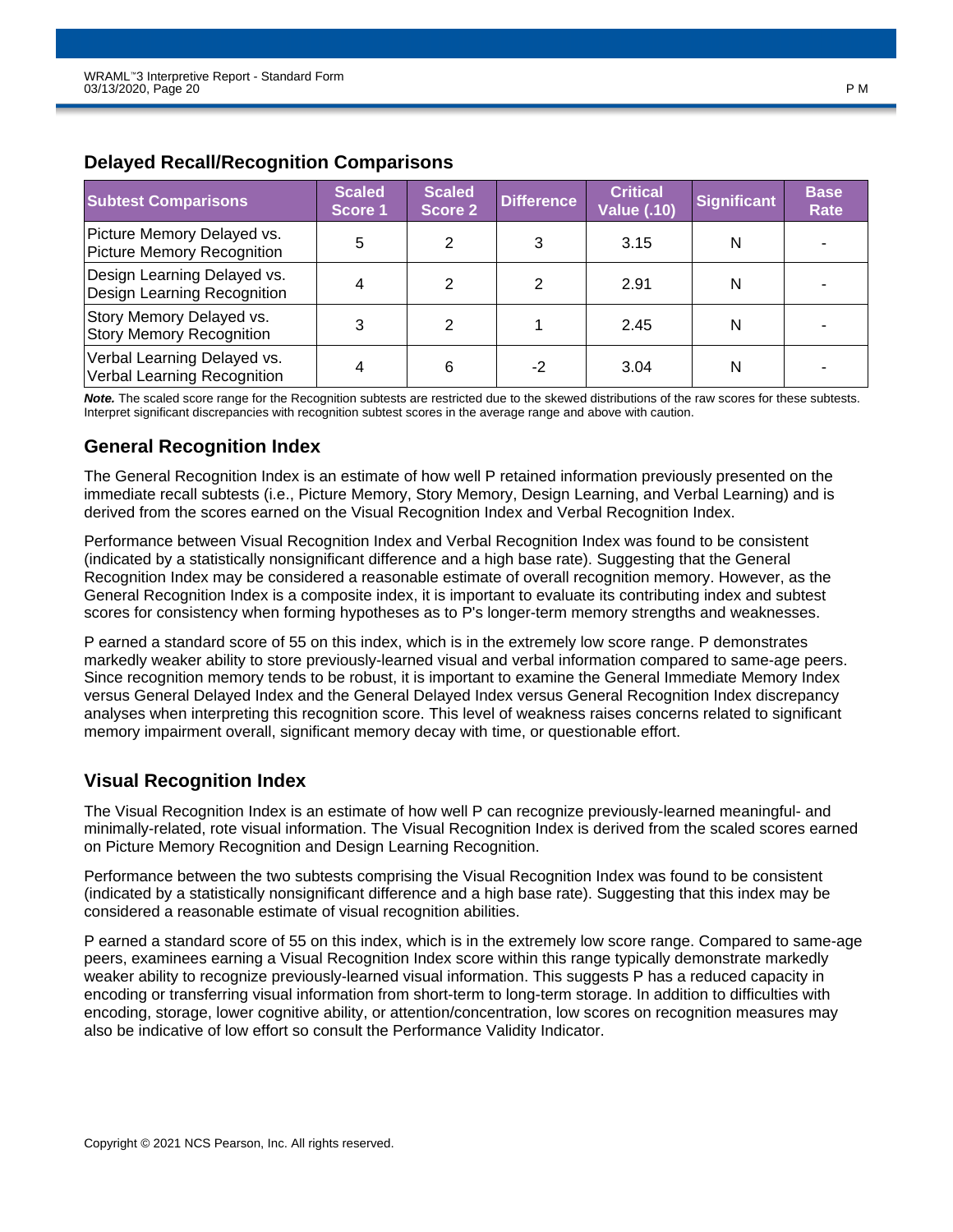## Delayed Recall/Recognition Comparisons

| Subtest Comparisons | Scaled Score 1 | Scaled Score 2 | Difference | Critical Value (.10) | Significant | Base Rate |
|---|---|---|---|---|---|---|
| Picture Memory Delayed vs. Picture Memory Recognition | 5 | 2 | 3 | 3.15 | N | - |
| Design Learning Delayed vs. Design Learning Recognition | 4 | 2 | 2 | 2.91 | N | - |
| Story Memory Delayed vs. Story Memory Recognition | 3 | 2 | 1 | 2.45 | N | - |
| Verbal Learning Delayed vs. Verbal Learning Recognition | 4 | 6 | -2 | 3.04 | N | - |

***Note.*** The scaled score range for the Recognition subtests are restricted due to the skewed distributions of the raw scores for these subtests. Interpret significant discrepancies with recognition subtest scores in the average range and above with caution.

## General Recognition Index

The General Recognition Index is an estimate of how well P retained information previously presented on the immediate recall subtests (i.e., Picture Memory, Story Memory, Design Learning, and Verbal Learning) and is derived from the scores earned on the Visual Recognition Index and Verbal Recognition Index.

Performance between Visual Recognition Index and Verbal Recognition Index was found to be consistent (indicated by a statistically nonsignificant difference and a high base rate). Suggesting that the General Recognition Index may be considered a reasonable estimate of overall recognition memory. However, as the General Recognition Index is a composite index, it is important to evaluate its contributing index and subtest scores for consistency when forming hypotheses as to P's longer-term memory strengths and weaknesses.

P earned a standard score of 55 on this index, which is in the extremely low score range. P demonstrates markedly weaker ability to store previously-learned visual and verbal information compared to same-age peers. Since recognition memory tends to be robust, it is important to examine the General Immediate Memory Index versus General Delayed Index and the General Delayed Index versus General Recognition Index discrepancy analyses when interpreting this recognition score. This level of weakness raises concerns related to significant memory impairment overall, significant memory decay with time, or questionable effort.

## Visual Recognition Index

The Visual Recognition Index is an estimate of how well P can recognize previously-learned meaningful- and minimally-related, rote visual information. The Visual Recognition Index is derived from the scaled scores earned on Picture Memory Recognition and Design Learning Recognition.

Performance between the two subtests comprising the Visual Recognition Index was found to be consistent (indicated by a statistically nonsignificant difference and a high base rate). Suggesting that this index may be considered a reasonable estimate of visual recognition abilities.

P earned a standard score of 55 on this index, which is in the extremely low score range. Compared to same-age peers, examinees earning a Visual Recognition Index score within this range typically demonstrate markedly weaker ability to recognize previously-learned visual information. This suggests P has a reduced capacity in encoding or transferring visual information from short-term to long-term storage. In addition to difficulties with encoding, storage, lower cognitive ability, or attention/concentration, low scores on recognition measures may also be indicative of low effort so consult the Performance Validity Indicator.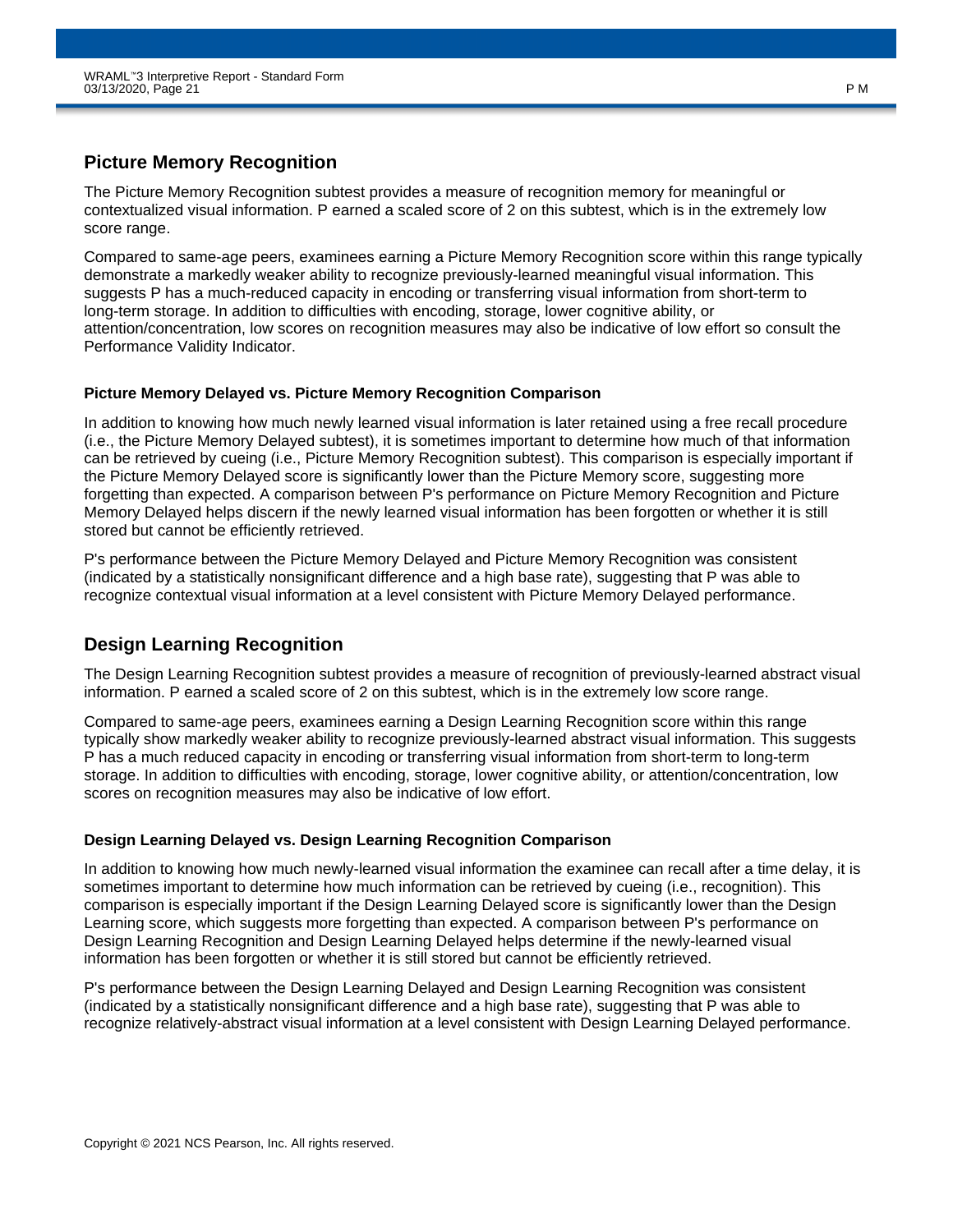## Picture Memory Recognition

The Picture Memory Recognition subtest provides a measure of recognition memory for meaningful or contextualized visual information. P earned a scaled score of 2 on this subtest, which is in the extremely low score range.

Compared to same-age peers, examinees earning a Picture Memory Recognition score within this range typically demonstrate a markedly weaker ability to recognize previously-learned meaningful visual information. This suggests P has a much-reduced capacity in encoding or transferring visual information from short-term to long-term storage. In addition to difficulties with encoding, storage, lower cognitive ability, or attention/concentration, low scores on recognition measures may also be indicative of low effort so consult the Performance Validity Indicator.

### Picture Memory Delayed vs. Picture Memory Recognition Comparison

In addition to knowing how much newly learned visual information is later retained using a free recall procedure (i.e., the Picture Memory Delayed subtest), it is sometimes important to determine how much of that information can be retrieved by cueing (i.e., Picture Memory Recognition subtest). This comparison is especially important if the Picture Memory Delayed score is significantly lower than the Picture Memory score, suggesting more forgetting than expected. A comparison between P's performance on Picture Memory Recognition and Picture Memory Delayed helps discern if the newly learned visual information has been forgotten or whether it is still stored but cannot be efficiently retrieved.

P's performance between the Picture Memory Delayed and Picture Memory Recognition was consistent (indicated by a statistically nonsignificant difference and a high base rate), suggesting that P was able to recognize contextual visual information at a level consistent with Picture Memory Delayed performance.

## Design Learning Recognition

The Design Learning Recognition subtest provides a measure of recognition of previously-learned abstract visual information. P earned a scaled score of 2 on this subtest, which is in the extremely low score range.

Compared to same-age peers, examinees earning a Design Learning Recognition score within this range typically show markedly weaker ability to recognize previously-learned abstract visual information. This suggests P has a much reduced capacity in encoding or transferring visual information from short-term to long-term storage. In addition to difficulties with encoding, storage, lower cognitive ability, or attention/concentration, low scores on recognition measures may also be indicative of low effort.

### Design Learning Delayed vs. Design Learning Recognition Comparison

In addition to knowing how much newly-learned visual information the examinee can recall after a time delay, it is sometimes important to determine how much information can be retrieved by cueing (i.e., recognition). This comparison is especially important if the Design Learning Delayed score is significantly lower than the Design Learning score, which suggests more forgetting than expected. A comparison between P's performance on Design Learning Recognition and Design Learning Delayed helps determine if the newly-learned visual information has been forgotten or whether it is still stored but cannot be efficiently retrieved.

P's performance between the Design Learning Delayed and Design Learning Recognition was consistent (indicated by a statistically nonsignificant difference and a high base rate), suggesting that P was able to recognize relatively-abstract visual information at a level consistent with Design Learning Delayed performance.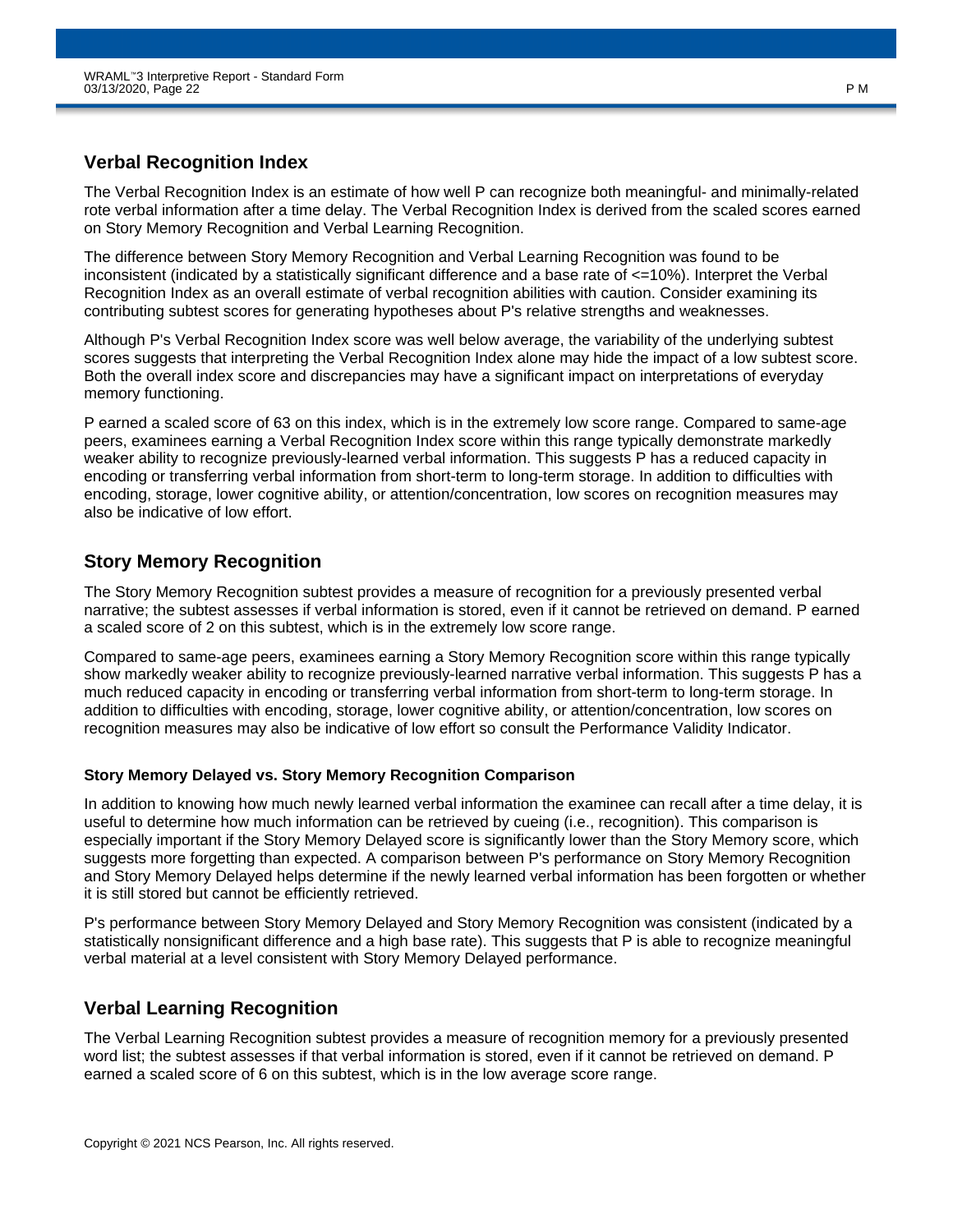## Verbal Recognition Index

The Verbal Recognition Index is an estimate of how well P can recognize both meaningful- and minimally-related rote verbal information after a time delay. The Verbal Recognition Index is derived from the scaled scores earned on Story Memory Recognition and Verbal Learning Recognition.

The difference between Story Memory Recognition and Verbal Learning Recognition was found to be inconsistent (indicated by a statistically significant difference and a base rate of <=10%). Interpret the Verbal Recognition Index as an overall estimate of verbal recognition abilities with caution. Consider examining its contributing subtest scores for generating hypotheses about P's relative strengths and weaknesses.

Although P's Verbal Recognition Index score was well below average, the variability of the underlying subtest scores suggests that interpreting the Verbal Recognition Index alone may hide the impact of a low subtest score. Both the overall index score and discrepancies may have a significant impact on interpretations of everyday memory functioning.

P earned a scaled score of 63 on this index, which is in the extremely low score range. Compared to same-age peers, examinees earning a Verbal Recognition Index score within this range typically demonstrate markedly weaker ability to recognize previously-learned verbal information. This suggests P has a reduced capacity in encoding or transferring verbal information from short-term to long-term storage. In addition to difficulties with encoding, storage, lower cognitive ability, or attention/concentration, low scores on recognition measures may also be indicative of low effort.

## Story Memory Recognition

The Story Memory Recognition subtest provides a measure of recognition for a previously presented verbal narrative; the subtest assesses if verbal information is stored, even if it cannot be retrieved on demand. P earned a scaled score of 2 on this subtest, which is in the extremely low score range.

Compared to same-age peers, examinees earning a Story Memory Recognition score within this range typically show markedly weaker ability to recognize previously-learned narrative verbal information. This suggests P has a much reduced capacity in encoding or transferring verbal information from short-term to long-term storage. In addition to difficulties with encoding, storage, lower cognitive ability, or attention/concentration, low scores on recognition measures may also be indicative of low effort so consult the Performance Validity Indicator.

### Story Memory Delayed vs. Story Memory Recognition Comparison

In addition to knowing how much newly learned verbal information the examinee can recall after a time delay, it is useful to determine how much information can be retrieved by cueing (i.e., recognition). This comparison is especially important if the Story Memory Delayed score is significantly lower than the Story Memory score, which suggests more forgetting than expected. A comparison between P's performance on Story Memory Recognition and Story Memory Delayed helps determine if the newly learned verbal information has been forgotten or whether it is still stored but cannot be efficiently retrieved.

P's performance between Story Memory Delayed and Story Memory Recognition was consistent (indicated by a statistically nonsignificant difference and a high base rate). This suggests that P is able to recognize meaningful verbal material at a level consistent with Story Memory Delayed performance.

## Verbal Learning Recognition

The Verbal Learning Recognition subtest provides a measure of recognition memory for a previously presented word list; the subtest assesses if that verbal information is stored, even if it cannot be retrieved on demand. P earned a scaled score of 6 on this subtest, which is in the low average score range.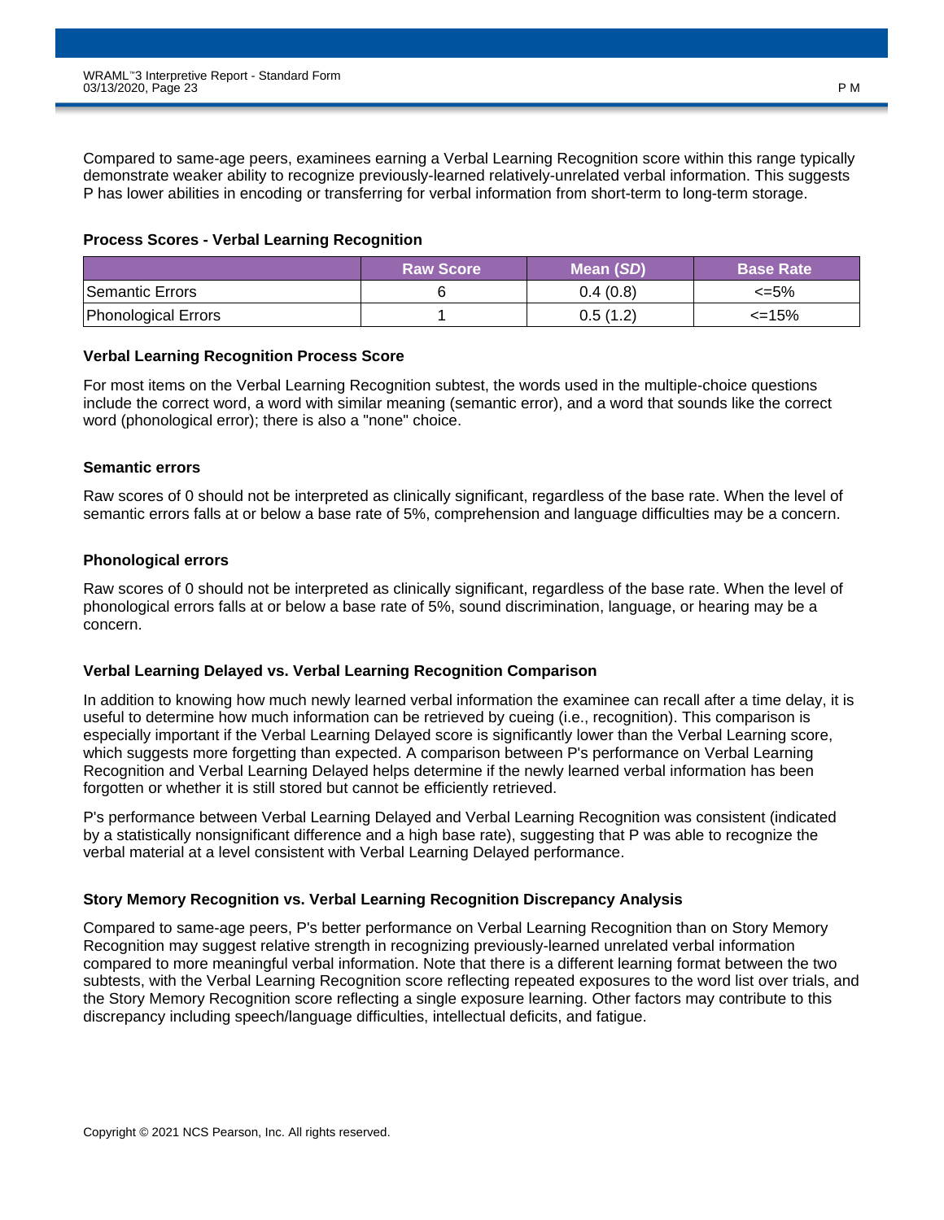Compared to same-age peers, examinees earning a Verbal Learning Recognition score within this range typically demonstrate weaker ability to recognize previously-learned relatively-unrelated verbal information. This suggests P has lower abilities in encoding or transferring for verbal information from short-term to long-term storage.

### Process Scores - Verbal Learning Recognition

| | Raw Score | Mean (*SD*) | Base Rate |
|---|---|---|---|
| Semantic Errors | 6 | 0.4 (0.8) | <=5% |
| Phonological Errors | 1 | 0.5 (1.2) | <=15% |

### Verbal Learning Recognition Process Score

For most items on the Verbal Learning Recognition subtest, the words used in the multiple-choice questions include the correct word, a word with similar meaning (semantic error), and a word that sounds like the correct word (phonological error); there is also a "none" choice.

### Semantic errors

Raw scores of 0 should not be interpreted as clinically significant, regardless of the base rate. When the level of semantic errors falls at or below a base rate of 5%, comprehension and language difficulties may be a concern.

### Phonological errors

Raw scores of 0 should not be interpreted as clinically significant, regardless of the base rate. When the level of phonological errors falls at or below a base rate of 5%, sound discrimination, language, or hearing may be a concern.

### Verbal Learning Delayed vs. Verbal Learning Recognition Comparison

In addition to knowing how much newly learned verbal information the examinee can recall after a time delay, it is useful to determine how much information can be retrieved by cueing (i.e., recognition). This comparison is especially important if the Verbal Learning Delayed score is significantly lower than the Verbal Learning score, which suggests more forgetting than expected. A comparison between P's performance on Verbal Learning Recognition and Verbal Learning Delayed helps determine if the newly learned verbal information has been forgotten or whether it is still stored but cannot be efficiently retrieved.

P's performance between Verbal Learning Delayed and Verbal Learning Recognition was consistent (indicated by a statistically nonsignificant difference and a high base rate), suggesting that P was able to recognize the verbal material at a level consistent with Verbal Learning Delayed performance.

### Story Memory Recognition vs. Verbal Learning Recognition Discrepancy Analysis

Compared to same-age peers, P's better performance on Verbal Learning Recognition than on Story Memory Recognition may suggest relative strength in recognizing previously-learned unrelated verbal information compared to more meaningful verbal information. Note that there is a different learning format between the two subtests, with the Verbal Learning Recognition score reflecting repeated exposures to the word list over trials, and the Story Memory Recognition score reflecting a single exposure learning. Other factors may contribute to this discrepancy including speech/language difficulties, intellectual deficits, and fatigue.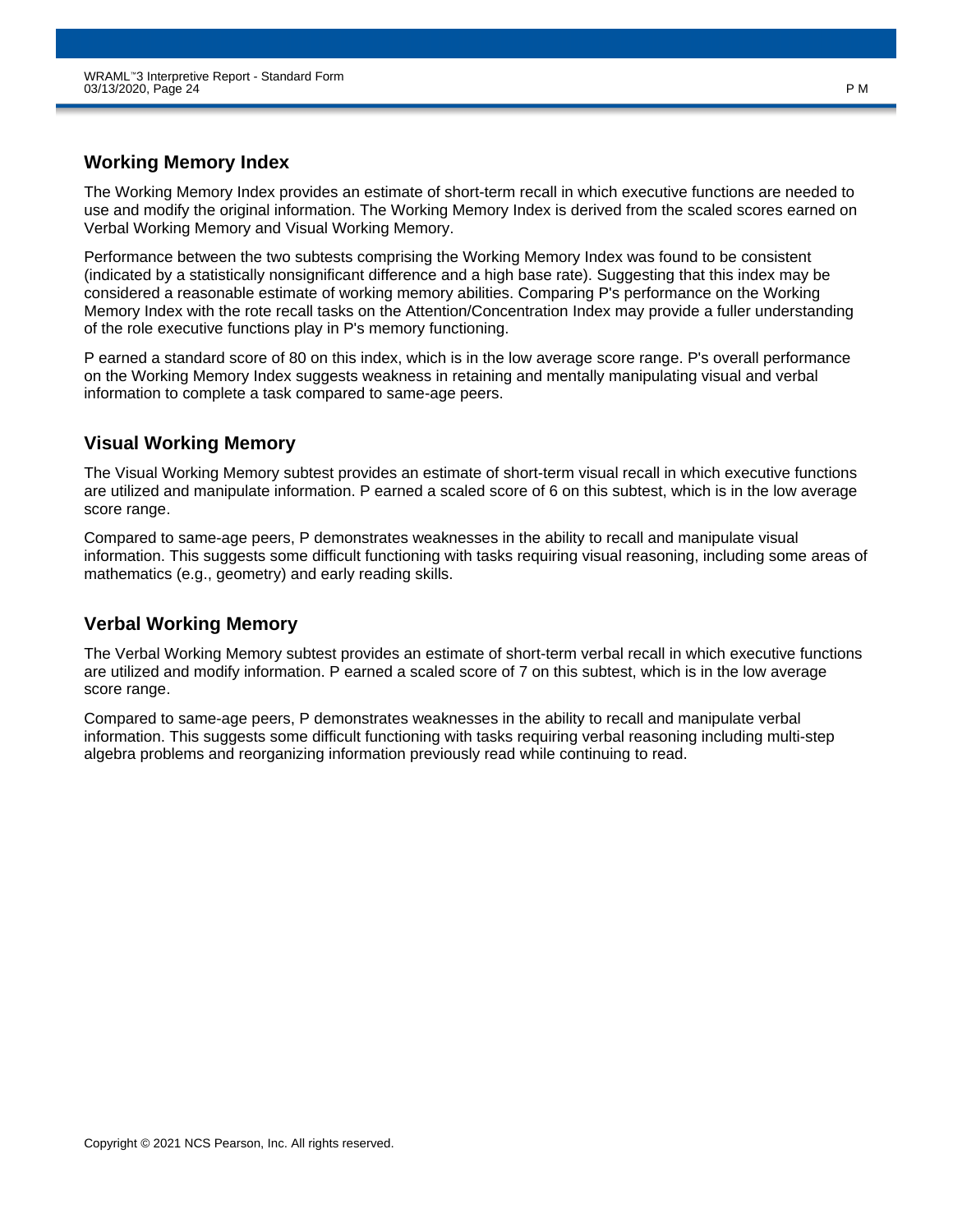## Working Memory Index

The Working Memory Index provides an estimate of short-term recall in which executive functions are needed to use and modify the original information. The Working Memory Index is derived from the scaled scores earned on Verbal Working Memory and Visual Working Memory.

Performance between the two subtests comprising the Working Memory Index was found to be consistent (indicated by a statistically nonsignificant difference and a high base rate). Suggesting that this index may be considered a reasonable estimate of working memory abilities. Comparing P's performance on the Working Memory Index with the rote recall tasks on the Attention/Concentration Index may provide a fuller understanding of the role executive functions play in P's memory functioning.

P earned a standard score of 80 on this index, which is in the low average score range. P's overall performance on the Working Memory Index suggests weakness in retaining and mentally manipulating visual and verbal information to complete a task compared to same-age peers.

## Visual Working Memory

The Visual Working Memory subtest provides an estimate of short-term visual recall in which executive functions are utilized and manipulate information. P earned a scaled score of 6 on this subtest, which is in the low average score range.

Compared to same-age peers, P demonstrates weaknesses in the ability to recall and manipulate visual information. This suggests some difficult functioning with tasks requiring visual reasoning, including some areas of mathematics (e.g., geometry) and early reading skills.

## Verbal Working Memory

The Verbal Working Memory subtest provides an estimate of short-term verbal recall in which executive functions are utilized and modify information. P earned a scaled score of 7 on this subtest, which is in the low average score range.

Compared to same-age peers, P demonstrates weaknesses in the ability to recall and manipulate verbal information. This suggests some difficult functioning with tasks requiring verbal reasoning including multi-step algebra problems and reorganizing information previously read while continuing to read.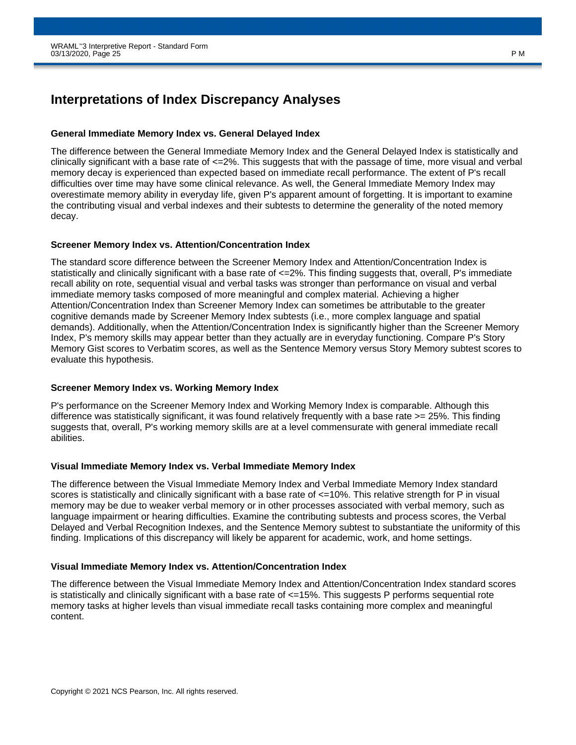# Interpretations of Index Discrepancy Analyses

### General Immediate Memory Index vs. General Delayed Index

The difference between the General Immediate Memory Index and the General Delayed Index is statistically and clinically significant with a base rate of <=2%. This suggests that with the passage of time, more visual and verbal memory decay is experienced than expected based on immediate recall performance. The extent of P's recall difficulties over time may have some clinical relevance. As well, the General Immediate Memory Index may overestimate memory ability in everyday life, given P's apparent amount of forgetting. It is important to examine the contributing visual and verbal indexes and their subtests to determine the generality of the noted memory decay.

### Screener Memory Index vs. Attention/Concentration Index

The standard score difference between the Screener Memory Index and Attention/Concentration Index is statistically and clinically significant with a base rate of <=2%. This finding suggests that, overall, P's immediate recall ability on rote, sequential visual and verbal tasks was stronger than performance on visual and verbal immediate memory tasks composed of more meaningful and complex material. Achieving a higher Attention/Concentration Index than Screener Memory Index can sometimes be attributable to the greater cognitive demands made by Screener Memory Index subtests (i.e., more complex language and spatial demands). Additionally, when the Attention/Concentration Index is significantly higher than the Screener Memory Index, P's memory skills may appear better than they actually are in everyday functioning. Compare P's Story Memory Gist scores to Verbatim scores, as well as the Sentence Memory versus Story Memory subtest scores to evaluate this hypothesis.

### Screener Memory Index vs. Working Memory Index

P's performance on the Screener Memory Index and Working Memory Index is comparable. Although this difference was statistically significant, it was found relatively frequently with a base rate >= 25%. This finding suggests that, overall, P's working memory skills are at a level commensurate with general immediate recall abilities.

### Visual Immediate Memory Index vs. Verbal Immediate Memory Index

The difference between the Visual Immediate Memory Index and Verbal Immediate Memory Index standard scores is statistically and clinically significant with a base rate of <=10%. This relative strength for P in visual memory may be due to weaker verbal memory or in other processes associated with verbal memory, such as language impairment or hearing difficulties. Examine the contributing subtests and process scores, the Verbal Delayed and Verbal Recognition Indexes, and the Sentence Memory subtest to substantiate the uniformity of this finding. Implications of this discrepancy will likely be apparent for academic, work, and home settings.

### Visual Immediate Memory Index vs. Attention/Concentration Index

The difference between the Visual Immediate Memory Index and Attention/Concentration Index standard scores is statistically and clinically significant with a base rate of <=15%. This suggests P performs sequential rote memory tasks at higher levels than visual immediate recall tasks containing more complex and meaningful content.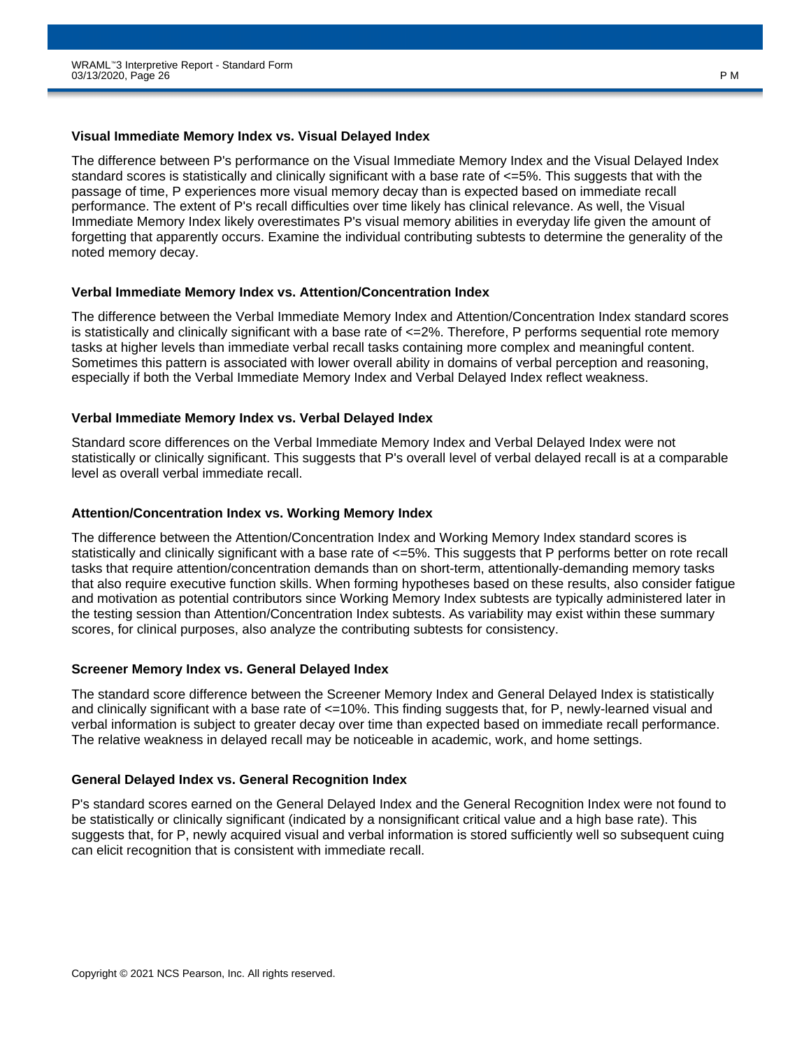### Visual Immediate Memory Index vs. Visual Delayed Index

The difference between P's performance on the Visual Immediate Memory Index and the Visual Delayed Index standard scores is statistically and clinically significant with a base rate of <=5%. This suggests that with the passage of time, P experiences more visual memory decay than is expected based on immediate recall performance. The extent of P's recall difficulties over time likely has clinical relevance. As well, the Visual Immediate Memory Index likely overestimates P's visual memory abilities in everyday life given the amount of forgetting that apparently occurs. Examine the individual contributing subtests to determine the generality of the noted memory decay.

### Verbal Immediate Memory Index vs. Attention/Concentration Index

The difference between the Verbal Immediate Memory Index and Attention/Concentration Index standard scores is statistically and clinically significant with a base rate of <=2%. Therefore, P performs sequential rote memory tasks at higher levels than immediate verbal recall tasks containing more complex and meaningful content. Sometimes this pattern is associated with lower overall ability in domains of verbal perception and reasoning, especially if both the Verbal Immediate Memory Index and Verbal Delayed Index reflect weakness.

### Verbal Immediate Memory Index vs. Verbal Delayed Index

Standard score differences on the Verbal Immediate Memory Index and Verbal Delayed Index were not statistically or clinically significant. This suggests that P's overall level of verbal delayed recall is at a comparable level as overall verbal immediate recall.

### Attention/Concentration Index vs. Working Memory Index

The difference between the Attention/Concentration Index and Working Memory Index standard scores is statistically and clinically significant with a base rate of <=5%. This suggests that P performs better on rote recall tasks that require attention/concentration demands than on short-term, attentionally-demanding memory tasks that also require executive function skills. When forming hypotheses based on these results, also consider fatigue and motivation as potential contributors since Working Memory Index subtests are typically administered later in the testing session than Attention/Concentration Index subtests. As variability may exist within these summary scores, for clinical purposes, also analyze the contributing subtests for consistency.

### Screener Memory Index vs. General Delayed Index

The standard score difference between the Screener Memory Index and General Delayed Index is statistically and clinically significant with a base rate of <=10%. This finding suggests that, for P, newly-learned visual and verbal information is subject to greater decay over time than expected based on immediate recall performance. The relative weakness in delayed recall may be noticeable in academic, work, and home settings.

### General Delayed Index vs. General Recognition Index

P's standard scores earned on the General Delayed Index and the General Recognition Index were not found to be statistically or clinically significant (indicated by a nonsignificant critical value and a high base rate). This suggests that, for P, newly acquired visual and verbal information is stored sufficiently well so subsequent cuing can elicit recognition that is consistent with immediate recall.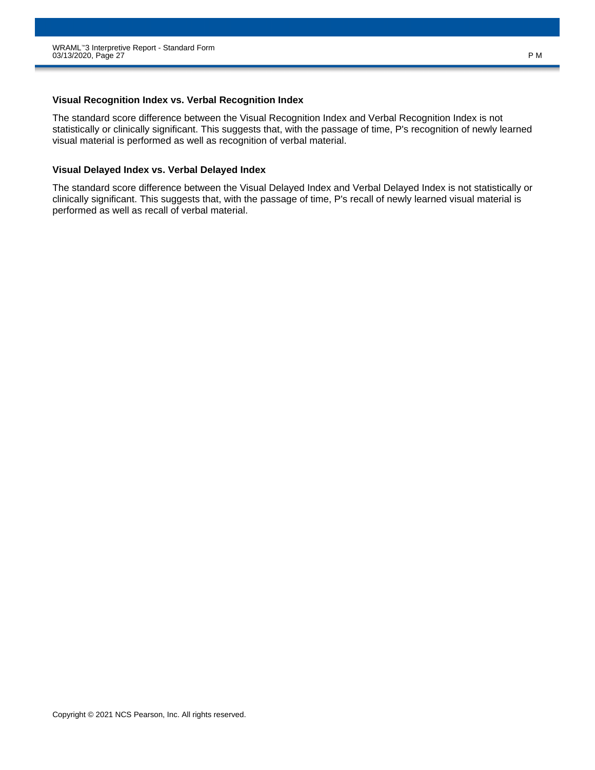### Visual Recognition Index vs. Verbal Recognition Index

The standard score difference between the Visual Recognition Index and Verbal Recognition Index is not statistically or clinically significant. This suggests that, with the passage of time, P's recognition of newly learned visual material is performed as well as recognition of verbal material.

### Visual Delayed Index vs. Verbal Delayed Index

The standard score difference between the Visual Delayed Index and Verbal Delayed Index is not statistically or clinically significant. This suggests that, with the passage of time, P's recall of newly learned visual material is performed as well as recall of verbal material.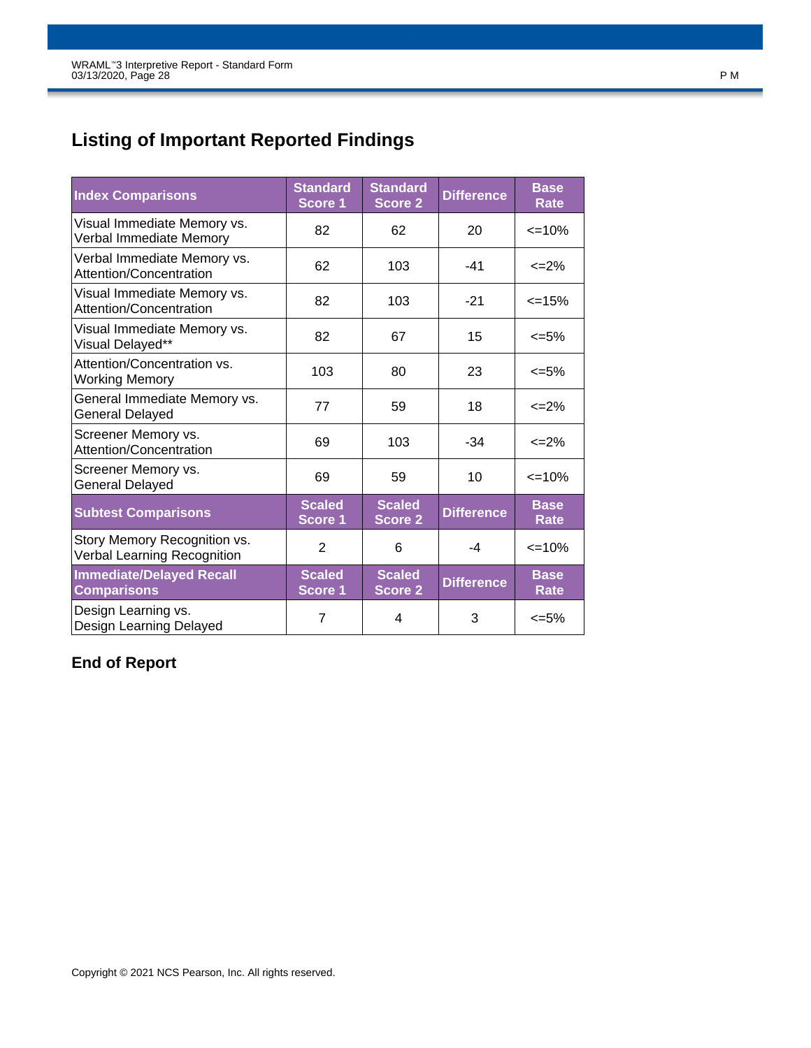## Listing of Important Reported Findings

| Index Comparisons | Standard Score 1 | Standard Score 2 | Difference | Base Rate |
|---|---|---|---|---|
| Visual Immediate Memory vs. Verbal Immediate Memory | 82 | 62 | 20 | <=10% |
| Verbal Immediate Memory vs. Attention/Concentration | 62 | 103 | -41 | <=2% |
| Visual Immediate Memory vs. Attention/Concentration | 82 | 103 | -21 | <=15% |
| Visual Immediate Memory vs. Visual Delayed** | 82 | 67 | 15 | <=5% |
| Attention/Concentration vs. Working Memory | 103 | 80 | 23 | <=5% |
| General Immediate Memory vs. General Delayed | 77 | 59 | 18 | <=2% |
| Screener Memory vs. Attention/Concentration | 69 | 103 | -34 | <=2% |
| Screener Memory vs. General Delayed | 69 | 59 | 10 | <=10% |
| **Subtest Comparisons** | **Scaled Score 1** | **Scaled Score 2** | **Difference** | **Base Rate** |
| Story Memory Recognition vs. Verbal Learning Recognition | 2 | 6 | -4 | <=10% |
| **Immediate/Delayed Recall Comparisons** | **Scaled Score 1** | **Scaled Score 2** | **Difference** | **Base Rate** |
| Design Learning vs. Design Learning Delayed | 7 | 4 | 3 | <=5% |

### End of Report

Copyright © 2021 NCS Pearson, Inc. All rights reserved.